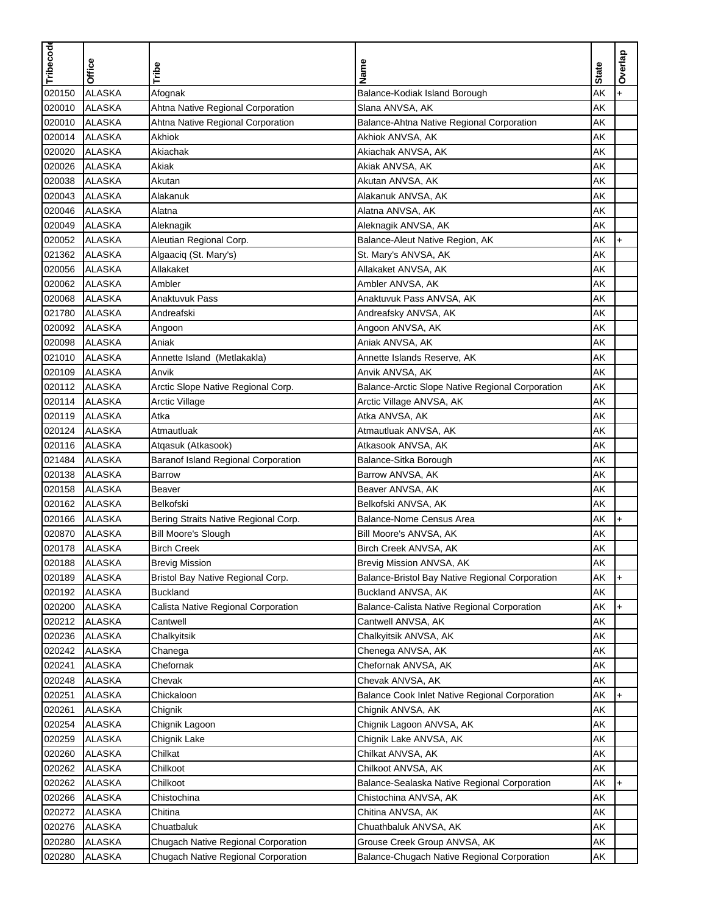| Tribecode | Office | Tribe | Name | State | Overlap |
|---|---|---|---|---|---|
| 020150 | ALASKA | Afognak | Balance-Kodiak Island Borough | AK | + |
| 020010 | ALASKA | Ahtna Native Regional Corporation | Slana ANVSA, AK | AK | |
| 020010 | ALASKA | Ahtna Native Regional Corporation | Balance-Ahtna Native Regional Corporation | AK | |
| 020014 | ALASKA | Akhiok | Akhiok ANVSA, AK | AK | |
| 020020 | ALASKA | Akiachak | Akiachak ANVSA, AK | AK | |
| 020026 | ALASKA | Akiak | Akiak ANVSA, AK | AK | |
| 020038 | ALASKA | Akutan | Akutan ANVSA, AK | AK | |
| 020043 | ALASKA | Alakanuk | Alakanuk ANVSA, AK | AK | |
| 020046 | ALASKA | Alatna | Alatna ANVSA, AK | AK | |
| 020049 | ALASKA | Aleknagik | Aleknagik ANVSA, AK | AK | |
| 020052 | ALASKA | Aleutian Regional Corp. | Balance-Aleut Native Region, AK | AK | + |
| 021362 | ALASKA | Algaaciq (St. Mary's) | St. Mary's ANVSA, AK | AK | |
| 020056 | ALASKA | Allakaket | Allakaket ANVSA, AK | AK | |
| 020062 | ALASKA | Ambler | Ambler ANVSA, AK | AK | |
| 020068 | ALASKA | Anaktuvuk Pass | Anaktuvuk Pass ANVSA, AK | AK | |
| 021780 | ALASKA | Andreafski | Andreafsky ANVSA, AK | AK | |
| 020092 | ALASKA | Angoon | Angoon ANVSA, AK | AK | |
| 020098 | ALASKA | Aniak | Aniak ANVSA, AK | AK | |
| 021010 | ALASKA | Annette Island (Metlakakla) | Annette Islands Reserve, AK | AK | |
| 020109 | ALASKA | Anvik | Anvik ANVSA, AK | AK | |
| 020112 | ALASKA | Arctic Slope Native Regional Corp. | Balance-Arctic Slope Native Regional Corporation | AK | |
| 020114 | ALASKA | Arctic Village | Arctic Village ANVSA, AK | AK | |
| 020119 | ALASKA | Atka | Atka ANVSA, AK | AK | |
| 020124 | ALASKA | Atmautluak | Atmautluak ANVSA, AK | AK | |
| 020116 | ALASKA | Atqasuk (Atkasook) | Atkasook ANVSA, AK | AK | |
| 021484 | ALASKA | Baranof Island Regional Corporation | Balance-Sitka Borough | AK | |
| 020138 | ALASKA | Barrow | Barrow ANVSA, AK | AK | |
| 020158 | ALASKA | Beaver | Beaver ANVSA, AK | AK | |
| 020162 | ALASKA | Belkofski | Belkofski ANVSA, AK | AK | |
| 020166 | ALASKA | Bering Straits Native Regional Corp. | Balance-Nome Census Area | AK | + |
| 020870 | ALASKA | Bill Moore's Slough | Bill Moore's ANVSA, AK | AK | |
| 020178 | ALASKA | Birch Creek | Birch Creek ANVSA, AK | AK | |
| 020188 | ALASKA | Brevig Mission | Brevig Mission ANVSA, AK | AK | |
| 020189 | ALASKA | Bristol Bay Native Regional Corp. | Balance-Bristol Bay Native Regional Corporation | AK | + |
| 020192 | ALASKA | Buckland | Buckland ANVSA, AK | AK | |
| 020200 | ALASKA | Calista Native Regional Corporation | Balance-Calista Native Regional Corporation | AK | + |
| 020212 | ALASKA | Cantwell | Cantwell ANVSA, AK | AK | |
| 020236 | ALASKA | Chalkyitsik | Chalkyitsik ANVSA, AK | AK | |
| 020242 | ALASKA | Chanega | Chenega ANVSA, AK | AK | |
| 020241 | ALASKA | Chefornak | Chefornak ANVSA, AK | AK | |
| 020248 | ALASKA | Chevak | Chevak ANVSA, AK | AK | |
| 020251 | ALASKA | Chickaloon | Balance Cook Inlet Native Regional Corporation | AK | + |
| 020261 | ALASKA | Chignik | Chignik ANVSA, AK | AK | |
| 020254 | ALASKA | Chignik Lagoon | Chignik Lagoon ANVSA, AK | AK | |
| 020259 | ALASKA | Chignik Lake | Chignik Lake ANVSA, AK | AK | |
| 020260 | ALASKA | Chilkat | Chilkat ANVSA, AK | AK | |
| 020262 | ALASKA | Chilkoot | Chilkoot ANVSA, AK | AK | |
| 020262 | ALASKA | Chilkoot | Balance-Sealaska Native Regional Corporation | AK | + |
| 020266 | ALASKA | Chistochina | Chistochina ANVSA, AK | AK | |
| 020272 | ALASKA | Chitina | Chitina ANVSA, AK | AK | |
| 020276 | ALASKA | Chuatbaluk | Chuathbaluk ANVSA, AK | AK | |
| 020280 | ALASKA | Chugach Native Regional Corporation | Grouse Creek Group ANVSA, AK | AK | |
| 020280 | ALASKA | Chugach Native Regional Corporation | Balance-Chugach Native Regional Corporation | AK | |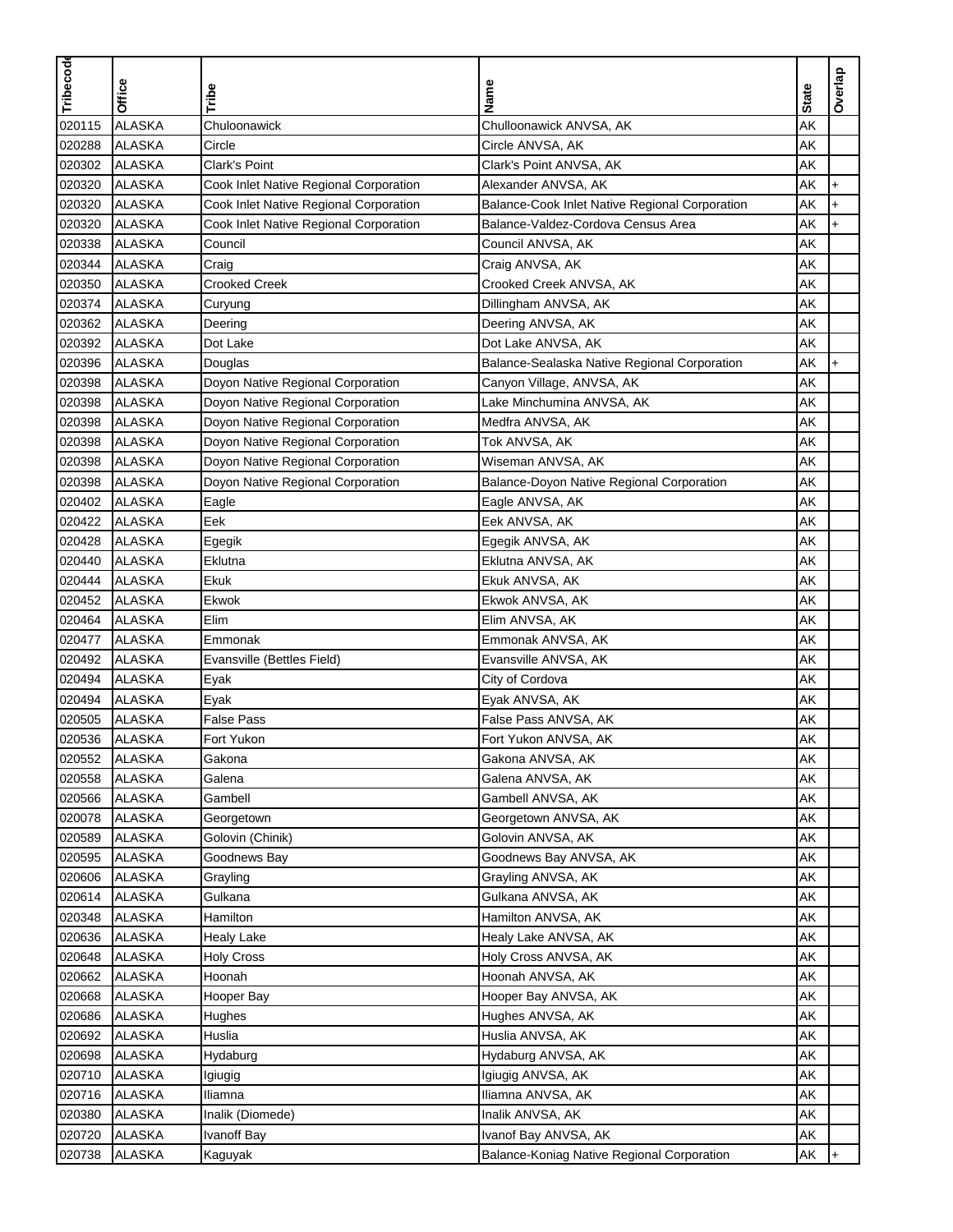| Tribecode | Office | Tribe | Name | State | Overlap |
|---|---|---|---|---|---|
| 020115 | ALASKA | Chuloonawick | Chulloonawick ANVSA, AK | AK | |
| 020288 | ALASKA | Circle | Circle ANVSA, AK | AK | |
| 020302 | ALASKA | Clark's Point | Clark's Point ANVSA, AK | AK | |
| 020320 | ALASKA | Cook Inlet Native Regional Corporation | Alexander ANVSA, AK | AK | + |
| 020320 | ALASKA | Cook Inlet Native Regional Corporation | Balance-Cook Inlet Native Regional Corporation | AK | + |
| 020320 | ALASKA | Cook Inlet Native Regional Corporation | Balance-Valdez-Cordova Census Area | AK | + |
| 020338 | ALASKA | Council | Council ANVSA, AK | AK | |
| 020344 | ALASKA | Craig | Craig ANVSA, AK | AK | |
| 020350 | ALASKA | Crooked Creek | Crooked Creek ANVSA, AK | AK | |
| 020374 | ALASKA | Curyung | Dillingham ANVSA, AK | AK | |
| 020362 | ALASKA | Deering | Deering ANVSA, AK | AK | |
| 020392 | ALASKA | Dot Lake | Dot Lake ANVSA, AK | AK | |
| 020396 | ALASKA | Douglas | Balance-Sealaska Native Regional Corporation | AK | + |
| 020398 | ALASKA | Doyon Native Regional Corporation | Canyon Village, ANVSA, AK | AK | |
| 020398 | ALASKA | Doyon Native Regional Corporation | Lake Minchumina ANVSA, AK | AK | |
| 020398 | ALASKA | Doyon Native Regional Corporation | Medfra ANVSA, AK | AK | |
| 020398 | ALASKA | Doyon Native Regional Corporation | Tok ANVSA, AK | AK | |
| 020398 | ALASKA | Doyon Native Regional Corporation | Wiseman ANVSA, AK | AK | |
| 020398 | ALASKA | Doyon Native Regional Corporation | Balance-Doyon Native Regional Corporation | AK | |
| 020402 | ALASKA | Eagle | Eagle ANVSA, AK | AK | |
| 020422 | ALASKA | Eek | Eek ANVSA, AK | AK | |
| 020428 | ALASKA | Egegik | Egegik ANVSA, AK | AK | |
| 020440 | ALASKA | Eklutna | Eklutna ANVSA, AK | AK | |
| 020444 | ALASKA | Ekuk | Ekuk ANVSA, AK | AK | |
| 020452 | ALASKA | Ekwok | Ekwok ANVSA, AK | AK | |
| 020464 | ALASKA | Elim | Elim ANVSA, AK | AK | |
| 020477 | ALASKA | Emmonak | Emmonak ANVSA, AK | AK | |
| 020492 | ALASKA | Evansville (Bettles Field) | Evansville ANVSA, AK | AK | |
| 020494 | ALASKA | Eyak | City of Cordova | AK | |
| 020494 | ALASKA | Eyak | Eyak ANVSA, AK | AK | |
| 020505 | ALASKA | False Pass | False Pass ANVSA, AK | AK | |
| 020536 | ALASKA | Fort Yukon | Fort Yukon ANVSA, AK | AK | |
| 020552 | ALASKA | Gakona | Gakona ANVSA, AK | AK | |
| 020558 | ALASKA | Galena | Galena ANVSA, AK | AK | |
| 020566 | ALASKA | Gambell | Gambell ANVSA, AK | AK | |
| 020078 | ALASKA | Georgetown | Georgetown ANVSA, AK | AK | |
| 020589 | ALASKA | Golovin (Chinik) | Golovin ANVSA, AK | AK | |
| 020595 | ALASKA | Goodnews Bay | Goodnews Bay ANVSA, AK | AK | |
| 020606 | ALASKA | Grayling | Grayling ANVSA, AK | AK | |
| 020614 | ALASKA | Gulkana | Gulkana ANVSA, AK | AK | |
| 020348 | ALASKA | Hamilton | Hamilton ANVSA, AK | AK | |
| 020636 | ALASKA | Healy Lake | Healy Lake ANVSA, AK | AK | |
| 020648 | ALASKA | Holy Cross | Holy Cross ANVSA, AK | AK | |
| 020662 | ALASKA | Hoonah | Hoonah ANVSA, AK | AK | |
| 020668 | ALASKA | Hooper Bay | Hooper Bay ANVSA, AK | AK | |
| 020686 | ALASKA | Hughes | Hughes ANVSA, AK | AK | |
| 020692 | ALASKA | Huslia | Huslia ANVSA, AK | AK | |
| 020698 | ALASKA | Hydaburg | Hydaburg ANVSA, AK | AK | |
| 020710 | ALASKA | Igiugig | Igiugig ANVSA, AK | AK | |
| 020716 | ALASKA | Iliamna | Iliamna ANVSA, AK | AK | |
| 020380 | ALASKA | Inalik (Diomede) | Inalik ANVSA, AK | AK | |
| 020720 | ALASKA | Ivanoff Bay | Ivanof Bay ANVSA, AK | AK | |
| 020738 | ALASKA | Kaguyak | Balance-Koniag Native Regional Corporation | AK | + |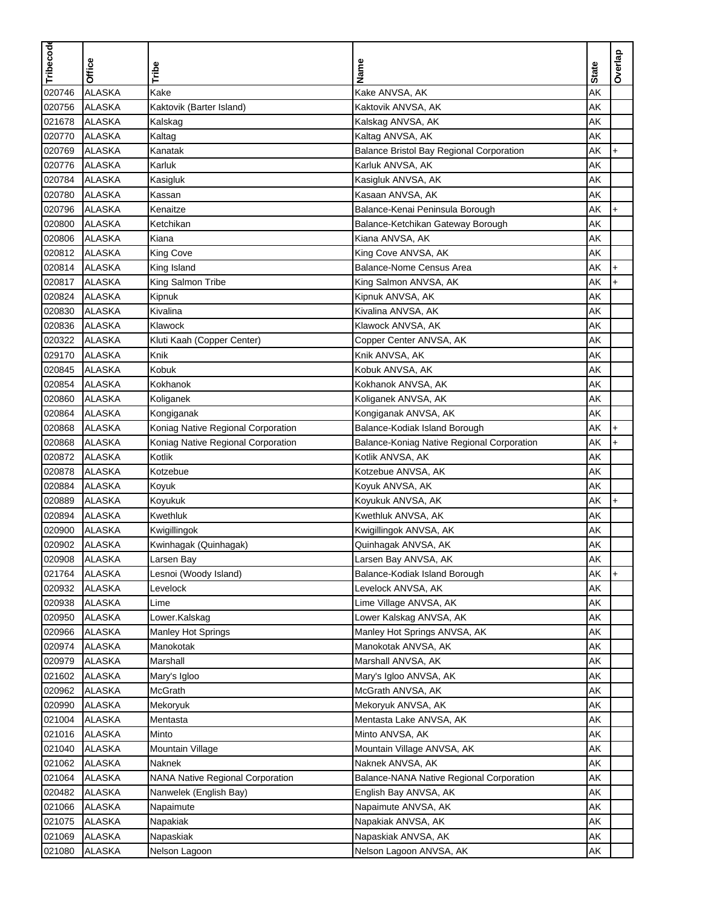| Tribecode | Office | Tribe | Name | State | Overlap |
|---|---|---|---|---|---|
| 020746 | ALASKA | Kake | Kake ANVSA, AK | AK | |
| 020756 | ALASKA | Kaktovik (Barter Island) | Kaktovik ANVSA, AK | AK | |
| 021678 | ALASKA | Kalskag | Kalskag ANVSA, AK | AK | |
| 020770 | ALASKA | Kaltag | Kaltag ANVSA, AK | AK | |
| 020769 | ALASKA | Kanatak | Balance Bristol Bay Regional Corporation | AK | + |
| 020776 | ALASKA | Karluk | Karluk ANVSA, AK | AK | |
| 020784 | ALASKA | Kasigluk | Kasigluk ANVSA, AK | AK | |
| 020780 | ALASKA | Kassan | Kasaan ANVSA, AK | AK | |
| 020796 | ALASKA | Kenaitze | Balance-Kenai Peninsula Borough | AK | + |
| 020800 | ALASKA | Ketchikan | Balance-Ketchikan Gateway Borough | AK | |
| 020806 | ALASKA | Kiana | Kiana ANVSA, AK | AK | |
| 020812 | ALASKA | King Cove | King Cove ANVSA, AK | AK | |
| 020814 | ALASKA | King Island | Balance-Nome Census Area | AK | + |
| 020817 | ALASKA | King Salmon Tribe | King Salmon ANVSA, AK | AK | + |
| 020824 | ALASKA | Kipnuk | Kipnuk ANVSA, AK | AK | |
| 020830 | ALASKA | Kivalina | Kivalina ANVSA, AK | AK | |
| 020836 | ALASKA | Klawock | Klawock ANVSA, AK | AK | |
| 020322 | ALASKA | Kluti Kaah (Copper Center) | Copper Center ANVSA, AK | AK | |
| 029170 | ALASKA | Knik | Knik ANVSA, AK | AK | |
| 020845 | ALASKA | Kobuk | Kobuk ANVSA, AK | AK | |
| 020854 | ALASKA | Kokhanok | Kokhanok ANVSA, AK | AK | |
| 020860 | ALASKA | Koliganek | Koliganek ANVSA, AK | AK | |
| 020864 | ALASKA | Kongiganak | Kongiganak ANVSA, AK | AK | |
| 020868 | ALASKA | Koniag Native Regional Corporation | Balance-Kodiak Island Borough | AK | + |
| 020868 | ALASKA | Koniag Native Regional Corporation | Balance-Koniag Native Regional Corporation | AK | + |
| 020872 | ALASKA | Kotlik | Kotlik ANVSA, AK | AK | |
| 020878 | ALASKA | Kotzebue | Kotzebue ANVSA, AK | AK | |
| 020884 | ALASKA | Koyuk | Koyuk ANVSA, AK | AK | |
| 020889 | ALASKA | Koyukuk | Koyukuk ANVSA, AK | AK | + |
| 020894 | ALASKA | Kwethluk | Kwethluk ANVSA, AK | AK | |
| 020900 | ALASKA | Kwigillingok | Kwigillingok ANVSA, AK | AK | |
| 020902 | ALASKA | Kwinhagak (Quinhagak) | Quinhagak ANVSA, AK | AK | |
| 020908 | ALASKA | Larsen Bay | Larsen Bay ANVSA, AK | AK | |
| 021764 | ALASKA | Lesnoi (Woody Island) | Balance-Kodiak Island Borough | AK | + |
| 020932 | ALASKA | Levelock | Levelock ANVSA, AK | AK | |
| 020938 | ALASKA | Lime | Lime Village ANVSA, AK | AK | |
| 020950 | ALASKA | Lower.Kalskag | Lower Kalskag ANVSA, AK | AK | |
| 020966 | ALASKA | Manley Hot Springs | Manley Hot Springs ANVSA, AK | AK | |
| 020974 | ALASKA | Manokotak | Manokotak ANVSA, AK | AK | |
| 020979 | ALASKA | Marshall | Marshall ANVSA, AK | AK | |
| 021602 | ALASKA | Mary's Igloo | Mary's Igloo ANVSA, AK | AK | |
| 020962 | ALASKA | McGrath | McGrath ANVSA, AK | AK | |
| 020990 | ALASKA | Mekoryuk | Mekoryuk ANVSA, AK | AK | |
| 021004 | ALASKA | Mentasta | Mentasta Lake ANVSA, AK | AK | |
| 021016 | ALASKA | Minto | Minto ANVSA, AK | AK | |
| 021040 | ALASKA | Mountain Village | Mountain Village ANVSA, AK | AK | |
| 021062 | ALASKA | Naknek | Naknek ANVSA, AK | AK | |
| 021064 | ALASKA | NANA Native Regional Corporation | Balance-NANA Native Regional Corporation | AK | |
| 020482 | ALASKA | Nanwelek (English Bay) | English Bay ANVSA, AK | AK | |
| 021066 | ALASKA | Napaimute | Napaimute ANVSA, AK | AK | |
| 021075 | ALASKA | Napakiak | Napakiak ANVSA, AK | AK | |
| 021069 | ALASKA | Napaskiak | Napaskiak ANVSA, AK | AK | |
| 021080 | ALASKA | Nelson Lagoon | Nelson Lagoon ANVSA, AK | AK | |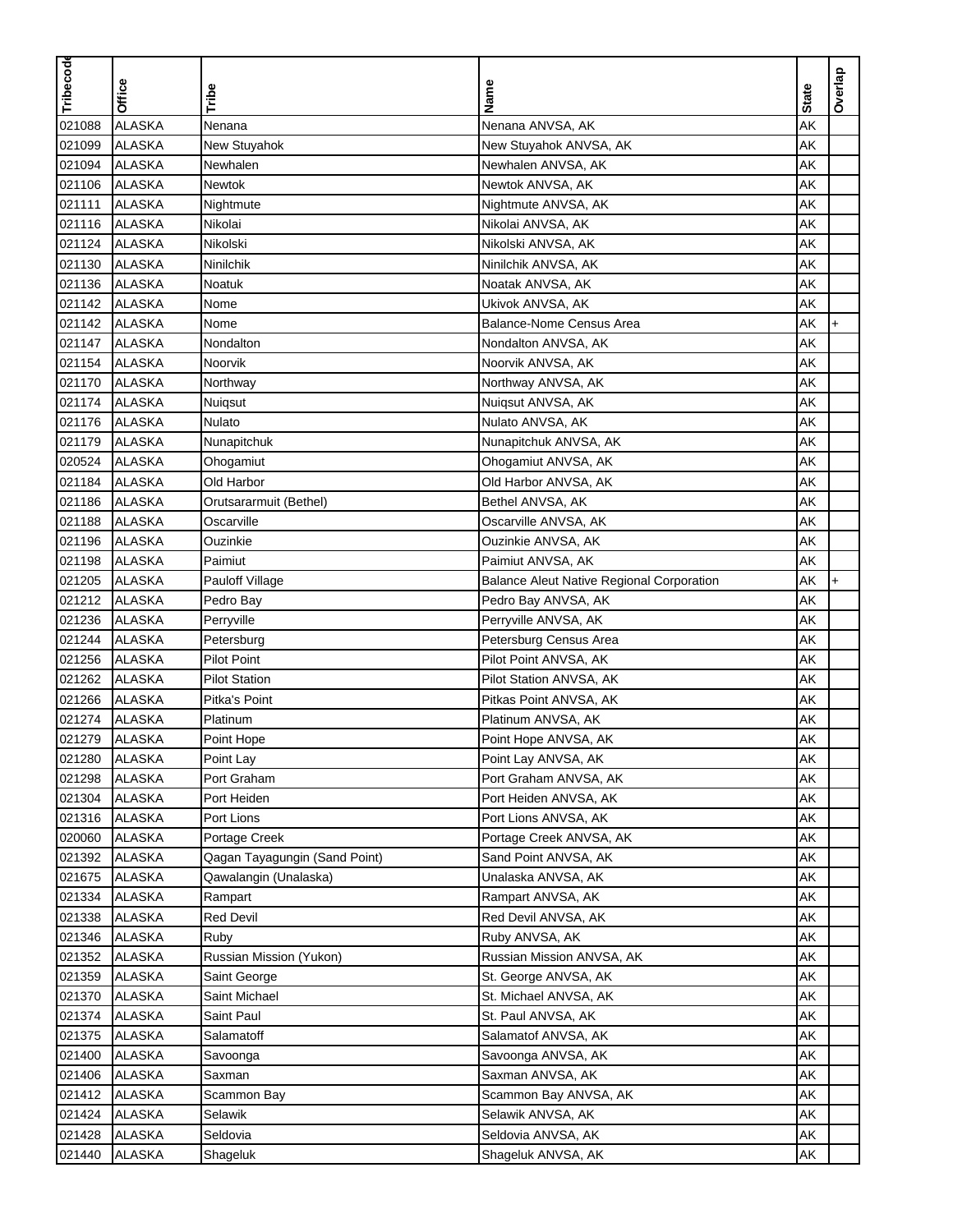| Tribecode | Office | Tribe | Name | State | Overlap |
|---|---|---|---|---|---|
| 021088 | ALASKA | Nenana | Nenana ANVSA, AK | AK | |
| 021099 | ALASKA | New Stuyahok | New Stuyahok ANVSA, AK | AK | |
| 021094 | ALASKA | Newhalen | Newhalen ANVSA, AK | AK | |
| 021106 | ALASKA | Newtok | Newtok ANVSA, AK | AK | |
| 021111 | ALASKA | Nightmute | Nightmute ANVSA, AK | AK | |
| 021116 | ALASKA | Nikolai | Nikolai ANVSA, AK | AK | |
| 021124 | ALASKA | Nikolski | Nikolski ANVSA, AK | AK | |
| 021130 | ALASKA | Ninilchik | Ninilchik ANVSA, AK | AK | |
| 021136 | ALASKA | Noatuk | Noatak ANVSA, AK | AK | |
| 021142 | ALASKA | Nome | Ukivok ANVSA, AK | AK | |
| 021142 | ALASKA | Nome | Balance-Nome Census Area | AK | + |
| 021147 | ALASKA | Nondalton | Nondalton ANVSA, AK | AK | |
| 021154 | ALASKA | Noorvik | Noorvik ANVSA, AK | AK | |
| 021170 | ALASKA | Northway | Northway ANVSA, AK | AK | |
| 021174 | ALASKA | Nuiqsut | Nuiqsut ANVSA, AK | AK | |
| 021176 | ALASKA | Nulato | Nulato ANVSA, AK | AK | |
| 021179 | ALASKA | Nunapitchuk | Nunapitchuk ANVSA, AK | AK | |
| 020524 | ALASKA | Ohogamiut | Ohogamiut ANVSA, AK | AK | |
| 021184 | ALASKA | Old Harbor | Old Harbor ANVSA, AK | AK | |
| 021186 | ALASKA | Orutsararmuit (Bethel) | Bethel ANVSA, AK | AK | |
| 021188 | ALASKA | Oscarville | Oscarville ANVSA, AK | AK | |
| 021196 | ALASKA | Ouzinkie | Ouzinkie ANVSA, AK | AK | |
| 021198 | ALASKA | Paimiut | Paimiut ANVSA, AK | AK | |
| 021205 | ALASKA | Pauloff Village | Balance Aleut Native Regional Corporation | AK | + |
| 021212 | ALASKA | Pedro Bay | Pedro Bay ANVSA, AK | AK | |
| 021236 | ALASKA | Perryville | Perryville ANVSA, AK | AK | |
| 021244 | ALASKA | Petersburg | Petersburg Census Area | AK | |
| 021256 | ALASKA | Pilot Point | Pilot Point ANVSA, AK | AK | |
| 021262 | ALASKA | Pilot Station | Pilot Station ANVSA, AK | AK | |
| 021266 | ALASKA | Pitka's Point | Pitkas Point ANVSA, AK | AK | |
| 021274 | ALASKA | Platinum | Platinum ANVSA, AK | AK | |
| 021279 | ALASKA | Point Hope | Point Hope ANVSA, AK | AK | |
| 021280 | ALASKA | Point Lay | Point Lay ANVSA, AK | AK | |
| 021298 | ALASKA | Port Graham | Port Graham ANVSA, AK | AK | |
| 021304 | ALASKA | Port Heiden | Port Heiden ANVSA, AK | AK | |
| 021316 | ALASKA | Port Lions | Port Lions ANVSA, AK | AK | |
| 020060 | ALASKA | Portage Creek | Portage Creek ANVSA, AK | AK | |
| 021392 | ALASKA | Qagan Tayagungin (Sand Point) | Sand Point ANVSA, AK | AK | |
| 021675 | ALASKA | Qawalangin (Unalaska) | Unalaska ANVSA, AK | AK | |
| 021334 | ALASKA | Rampart | Rampart ANVSA, AK | AK | |
| 021338 | ALASKA | Red Devil | Red Devil ANVSA, AK | AK | |
| 021346 | ALASKA | Ruby | Ruby ANVSA, AK | AK | |
| 021352 | ALASKA | Russian Mission (Yukon) | Russian Mission ANVSA, AK | AK | |
| 021359 | ALASKA | Saint George | St. George ANVSA, AK | AK | |
| 021370 | ALASKA | Saint Michael | St. Michael ANVSA, AK | AK | |
| 021374 | ALASKA | Saint Paul | St. Paul ANVSA, AK | AK | |
| 021375 | ALASKA | Salamatoff | Salamatof ANVSA, AK | AK | |
| 021400 | ALASKA | Savoonga | Savoonga ANVSA, AK | AK | |
| 021406 | ALASKA | Saxman | Saxman ANVSA, AK | AK | |
| 021412 | ALASKA | Scammon Bay | Scammon Bay ANVSA, AK | AK | |
| 021424 | ALASKA | Selawik | Selawik ANVSA, AK | AK | |
| 021428 | ALASKA | Seldovia | Seldovia ANVSA, AK | AK | |
| 021440 | ALASKA | Shageluk | Shageluk ANVSA, AK | AK | |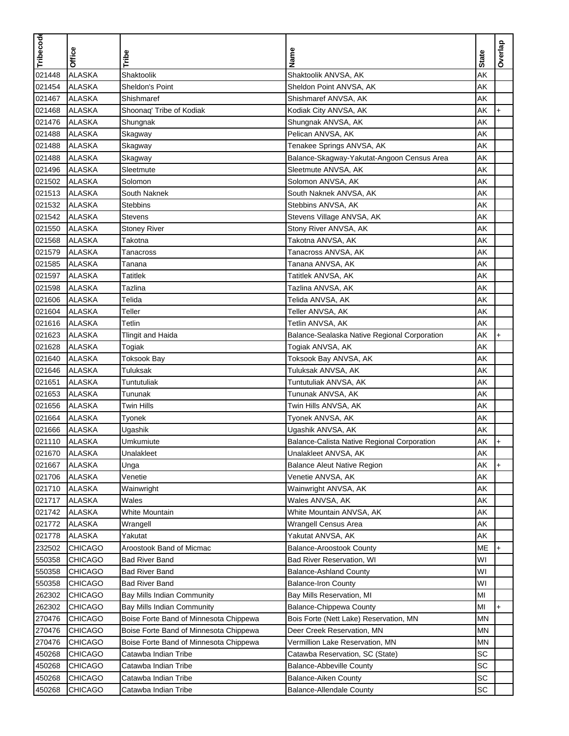| Tribecode | Office | Tribe | Name | State | Overlap |
|---|---|---|---|---|---|
| 021448 | ALASKA | Shaktoolik | Shaktoolik ANVSA, AK | AK | |
| 021454 | ALASKA | Sheldon's Point | Sheldon Point ANVSA, AK | AK | |
| 021467 | ALASKA | Shishmaref | Shishmaref ANVSA, AK | AK | |
| 021468 | ALASKA | Shoonaq' Tribe of Kodiak | Kodiak City ANVSA, AK | AK | + |
| 021476 | ALASKA | Shungnak | Shungnak ANVSA, AK | AK | |
| 021488 | ALASKA | Skagway | Pelican ANVSA, AK | AK | |
| 021488 | ALASKA | Skagway | Tenakee Springs ANVSA, AK | AK | |
| 021488 | ALASKA | Skagway | Balance-Skagway-Yakutat-Angoon Census Area | AK | |
| 021496 | ALASKA | Sleetmute | Sleetmute ANVSA, AK | AK | |
| 021502 | ALASKA | Solomon | Solomon ANVSA, AK | AK | |
| 021513 | ALASKA | South Naknek | South Naknek ANVSA, AK | AK | |
| 021532 | ALASKA | Stebbins | Stebbins ANVSA, AK | AK | |
| 021542 | ALASKA | Stevens | Stevens Village ANVSA, AK | AK | |
| 021550 | ALASKA | Stoney River | Stony River ANVSA, AK | AK | |
| 021568 | ALASKA | Takotna | Takotna ANVSA, AK | AK | |
| 021579 | ALASKA | Tanacross | Tanacross ANVSA, AK | AK | |
| 021585 | ALASKA | Tanana | Tanana ANVSA, AK | AK | |
| 021597 | ALASKA | Tatitlek | Tatitlek ANVSA, AK | AK | |
| 021598 | ALASKA | Tazlina | Tazlina ANVSA, AK | AK | |
| 021606 | ALASKA | Telida | Telida ANVSA, AK | AK | |
| 021604 | ALASKA | Teller | Teller ANVSA, AK | AK | |
| 021616 | ALASKA | Tetlin | Tetlin ANVSA, AK | AK | |
| 021623 | ALASKA | Tlingit and Haida | Balance-Sealaska Native Regional Corporation | AK | + |
| 021628 | ALASKA | Togiak | Togiak ANVSA, AK | AK | |
| 021640 | ALASKA | Toksook Bay | Toksook Bay ANVSA, AK | AK | |
| 021646 | ALASKA | Tuluksak | Tuluksak ANVSA, AK | AK | |
| 021651 | ALASKA | Tuntutuliak | Tuntutuliak ANVSA, AK | AK | |
| 021653 | ALASKA | Tununak | Tununak ANVSA, AK | AK | |
| 021656 | ALASKA | Twin Hills | Twin Hills ANVSA, AK | AK | |
| 021664 | ALASKA | Tyonek | Tyonek ANVSA, AK | AK | |
| 021666 | ALASKA | Ugashik | Ugashik ANVSA, AK | AK | |
| 021110 | ALASKA | Umkumiute | Balance-Calista Native Regional Corporation | AK | + |
| 021670 | ALASKA | Unalakleet | Unalakleet ANVSA, AK | AK | |
| 021667 | ALASKA | Unga | Balance Aleut Native Region | AK | + |
| 021706 | ALASKA | Venetie | Venetie ANVSA, AK | AK | |
| 021710 | ALASKA | Wainwright | Wainwright ANVSA, AK | AK | |
| 021717 | ALASKA | Wales | Wales ANVSA, AK | AK | |
| 021742 | ALASKA | White Mountain | White Mountain ANVSA, AK | AK | |
| 021772 | ALASKA | Wrangell | Wrangell Census Area | AK | |
| 021778 | ALASKA | Yakutat | Yakutat ANVSA, AK | AK | |
| 232502 | CHICAGO | Aroostook Band of Micmac | Balance-Aroostook County | ME | + |
| 550358 | CHICAGO | Bad River Band | Bad River Reservation, WI | WI | |
| 550358 | CHICAGO | Bad River Band | Balance-Ashland County | WI | |
| 550358 | CHICAGO | Bad River Band | Balance-Iron County | WI | |
| 262302 | CHICAGO | Bay Mills Indian Community | Bay Mills Reservation, MI | MI | |
| 262302 | CHICAGO | Bay Mills Indian Community | Balance-Chippewa County | MI | + |
| 270476 | CHICAGO | Boise Forte Band of Minnesota Chippewa | Bois Forte (Nett Lake) Reservation, MN | MN | |
| 270476 | CHICAGO | Boise Forte Band of Minnesota Chippewa | Deer Creek Reservation, MN | MN | |
| 270476 | CHICAGO | Boise Forte Band of Minnesota Chippewa | Vermillion Lake Reservation, MN | MN | |
| 450268 | CHICAGO | Catawba Indian Tribe | Catawba Reservation, SC (State) | SC | |
| 450268 | CHICAGO | Catawba Indian Tribe | Balance-Abbeville County | SC | |
| 450268 | CHICAGO | Catawba Indian Tribe | Balance-Aiken County | SC | |
| 450268 | CHICAGO | Catawba Indian Tribe | Balance-Allendale County | SC | |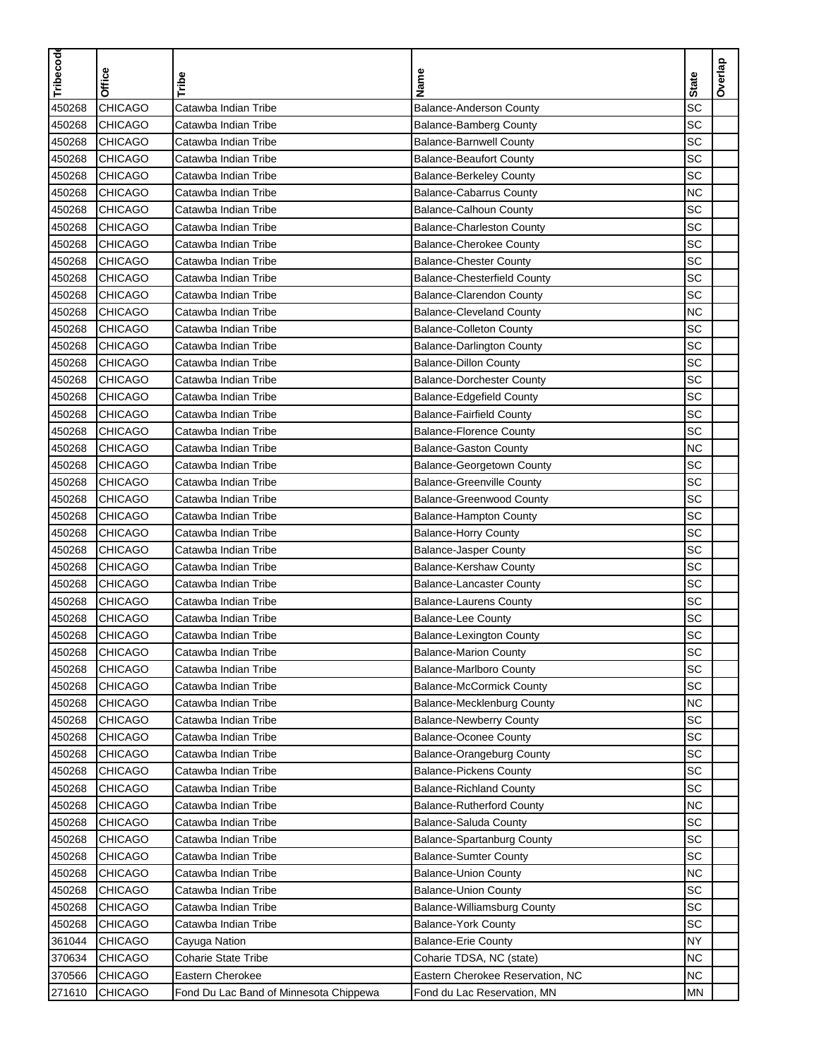| Tribecode | Office | Tribe | Name | State | Overlap |
|---|---|---|---|---|---|
| 450268 | CHICAGO | Catawba Indian Tribe | Balance-Anderson County | SC | |
| 450268 | CHICAGO | Catawba Indian Tribe | Balance-Bamberg County | SC | |
| 450268 | CHICAGO | Catawba Indian Tribe | Balance-Barnwell County | SC | |
| 450268 | CHICAGO | Catawba Indian Tribe | Balance-Beaufort County | SC | |
| 450268 | CHICAGO | Catawba Indian Tribe | Balance-Berkeley County | SC | |
| 450268 | CHICAGO | Catawba Indian Tribe | Balance-Cabarrus County | NC | |
| 450268 | CHICAGO | Catawba Indian Tribe | Balance-Calhoun County | SC | |
| 450268 | CHICAGO | Catawba Indian Tribe | Balance-Charleston County | SC | |
| 450268 | CHICAGO | Catawba Indian Tribe | Balance-Cherokee County | SC | |
| 450268 | CHICAGO | Catawba Indian Tribe | Balance-Chester County | SC | |
| 450268 | CHICAGO | Catawba Indian Tribe | Balance-Chesterfield County | SC | |
| 450268 | CHICAGO | Catawba Indian Tribe | Balance-Clarendon County | SC | |
| 450268 | CHICAGO | Catawba Indian Tribe | Balance-Cleveland County | NC | |
| 450268 | CHICAGO | Catawba Indian Tribe | Balance-Colleton County | SC | |
| 450268 | CHICAGO | Catawba Indian Tribe | Balance-Darlington County | SC | |
| 450268 | CHICAGO | Catawba Indian Tribe | Balance-Dillon County | SC | |
| 450268 | CHICAGO | Catawba Indian Tribe | Balance-Dorchester County | SC | |
| 450268 | CHICAGO | Catawba Indian Tribe | Balance-Edgefield County | SC | |
| 450268 | CHICAGO | Catawba Indian Tribe | Balance-Fairfield County | SC | |
| 450268 | CHICAGO | Catawba Indian Tribe | Balance-Florence County | SC | |
| 450268 | CHICAGO | Catawba Indian Tribe | Balance-Gaston County | NC | |
| 450268 | CHICAGO | Catawba Indian Tribe | Balance-Georgetown County | SC | |
| 450268 | CHICAGO | Catawba Indian Tribe | Balance-Greenville County | SC | |
| 450268 | CHICAGO | Catawba Indian Tribe | Balance-Greenwood County | SC | |
| 450268 | CHICAGO | Catawba Indian Tribe | Balance-Hampton County | SC | |
| 450268 | CHICAGO | Catawba Indian Tribe | Balance-Horry County | SC | |
| 450268 | CHICAGO | Catawba Indian Tribe | Balance-Jasper County | SC | |
| 450268 | CHICAGO | Catawba Indian Tribe | Balance-Kershaw County | SC | |
| 450268 | CHICAGO | Catawba Indian Tribe | Balance-Lancaster County | SC | |
| 450268 | CHICAGO | Catawba Indian Tribe | Balance-Laurens County | SC | |
| 450268 | CHICAGO | Catawba Indian Tribe | Balance-Lee County | SC | |
| 450268 | CHICAGO | Catawba Indian Tribe | Balance-Lexington County | SC | |
| 450268 | CHICAGO | Catawba Indian Tribe | Balance-Marion County | SC | |
| 450268 | CHICAGO | Catawba Indian Tribe | Balance-Marlboro County | SC | |
| 450268 | CHICAGO | Catawba Indian Tribe | Balance-McCormick County | SC | |
| 450268 | CHICAGO | Catawba Indian Tribe | Balance-Mecklenburg County | NC | |
| 450268 | CHICAGO | Catawba Indian Tribe | Balance-Newberry County | SC | |
| 450268 | CHICAGO | Catawba Indian Tribe | Balance-Oconee County | SC | |
| 450268 | CHICAGO | Catawba Indian Tribe | Balance-Orangeburg County | SC | |
| 450268 | CHICAGO | Catawba Indian Tribe | Balance-Pickens County | SC | |
| 450268 | CHICAGO | Catawba Indian Tribe | Balance-Richland County | SC | |
| 450268 | CHICAGO | Catawba Indian Tribe | Balance-Rutherford County | NC | |
| 450268 | CHICAGO | Catawba Indian Tribe | Balance-Saluda County | SC | |
| 450268 | CHICAGO | Catawba Indian Tribe | Balance-Spartanburg County | SC | |
| 450268 | CHICAGO | Catawba Indian Tribe | Balance-Sumter County | SC | |
| 450268 | CHICAGO | Catawba Indian Tribe | Balance-Union County | NC | |
| 450268 | CHICAGO | Catawba Indian Tribe | Balance-Union County | SC | |
| 450268 | CHICAGO | Catawba Indian Tribe | Balance-Williamsburg County | SC | |
| 450268 | CHICAGO | Catawba Indian Tribe | Balance-York County | SC | |
| 361044 | CHICAGO | Cayuga Nation | Balance-Erie County | NY | |
| 370634 | CHICAGO | Coharie State Tribe | Coharie TDSA, NC (state) | NC | |
| 370566 | CHICAGO | Eastern Cherokee | Eastern Cherokee Reservation, NC | NC | |
| 271610 | CHICAGO | Fond Du Lac Band of Minnesota Chippewa | Fond du Lac Reservation, MN | MN | |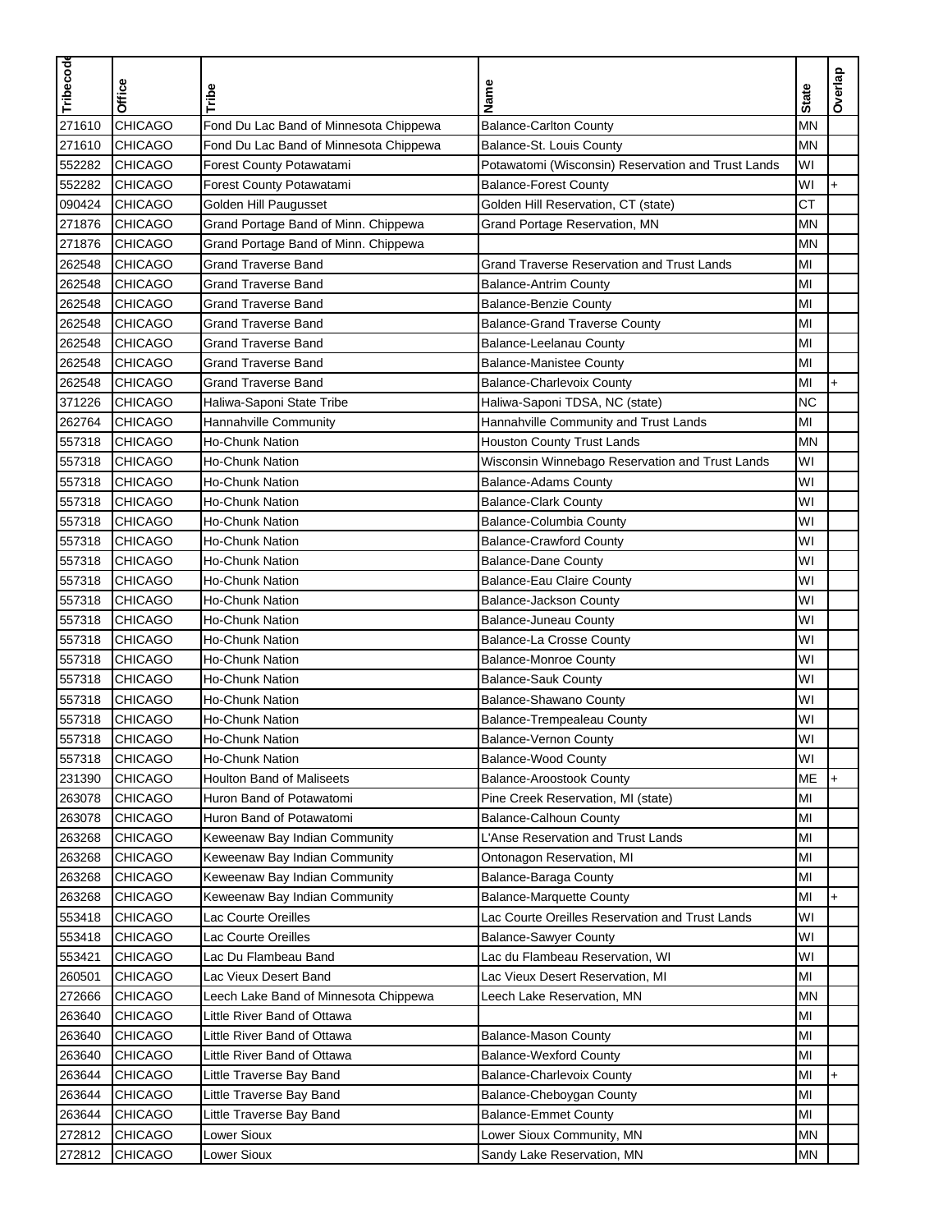| Tribecode | Office | Tribe | Name | State | Overlap |
| --- | --- | --- | --- | --- | --- |
| 271610 | CHICAGO | Fond Du Lac Band of Minnesota Chippewa | Balance-Carlton County | MN | |
| 271610 | CHICAGO | Fond Du Lac Band of Minnesota Chippewa | Balance-St. Louis County | MN | |
| 552282 | CHICAGO | Forest County Potawatami | Potawatomi (Wisconsin) Reservation and Trust Lands | WI | |
| 552282 | CHICAGO | Forest County Potawatami | Balance-Forest County | WI | + |
| 090424 | CHICAGO | Golden Hill Paugusset | Golden Hill Reservation, CT (state) | CT | |
| 271876 | CHICAGO | Grand Portage Band of Minn. Chippewa | Grand Portage Reservation, MN | MN | |
| 271876 | CHICAGO | Grand Portage Band of Minn. Chippewa | | MN | |
| 262548 | CHICAGO | Grand Traverse Band | Grand Traverse Reservation and Trust Lands | MI | |
| 262548 | CHICAGO | Grand Traverse Band | Balance-Antrim County | MI | |
| 262548 | CHICAGO | Grand Traverse Band | Balance-Benzie County | MI | |
| 262548 | CHICAGO | Grand Traverse Band | Balance-Grand Traverse County | MI | |
| 262548 | CHICAGO | Grand Traverse Band | Balance-Leelanau County | MI | |
| 262548 | CHICAGO | Grand Traverse Band | Balance-Manistee County | MI | |
| 262548 | CHICAGO | Grand Traverse Band | Balance-Charlevoix County | MI | + |
| 371226 | CHICAGO | Haliwa-Saponi State Tribe | Haliwa-Saponi TDSA, NC (state) | NC | |
| 262764 | CHICAGO | Hannahville Community | Hannahville Community and Trust Lands | MI | |
| 557318 | CHICAGO | Ho-Chunk Nation | Houston County Trust Lands | MN | |
| 557318 | CHICAGO | Ho-Chunk Nation | Wisconsin Winnebago Reservation and Trust Lands | WI | |
| 557318 | CHICAGO | Ho-Chunk Nation | Balance-Adams County | WI | |
| 557318 | CHICAGO | Ho-Chunk Nation | Balance-Clark County | WI | |
| 557318 | CHICAGO | Ho-Chunk Nation | Balance-Columbia County | WI | |
| 557318 | CHICAGO | Ho-Chunk Nation | Balance-Crawford County | WI | |
| 557318 | CHICAGO | Ho-Chunk Nation | Balance-Dane County | WI | |
| 557318 | CHICAGO | Ho-Chunk Nation | Balance-Eau Claire County | WI | |
| 557318 | CHICAGO | Ho-Chunk Nation | Balance-Jackson County | WI | |
| 557318 | CHICAGO | Ho-Chunk Nation | Balance-Juneau County | WI | |
| 557318 | CHICAGO | Ho-Chunk Nation | Balance-La Crosse County | WI | |
| 557318 | CHICAGO | Ho-Chunk Nation | Balance-Monroe County | WI | |
| 557318 | CHICAGO | Ho-Chunk Nation | Balance-Sauk County | WI | |
| 557318 | CHICAGO | Ho-Chunk Nation | Balance-Shawano County | WI | |
| 557318 | CHICAGO | Ho-Chunk Nation | Balance-Trempealeau County | WI | |
| 557318 | CHICAGO | Ho-Chunk Nation | Balance-Vernon County | WI | |
| 557318 | CHICAGO | Ho-Chunk Nation | Balance-Wood County | WI | |
| 231390 | CHICAGO | Houlton Band of Maliseets | Balance-Aroostook County | ME | + |
| 263078 | CHICAGO | Huron Band of Potawatomi | Pine Creek Reservation, MI (state) | MI | |
| 263078 | CHICAGO | Huron Band of Potawatomi | Balance-Calhoun County | MI | |
| 263268 | CHICAGO | Keweenaw Bay Indian Community | L'Anse Reservation and Trust Lands | MI | |
| 263268 | CHICAGO | Keweenaw Bay Indian Community | Ontonagon Reservation, MI | MI | |
| 263268 | CHICAGO | Keweenaw Bay Indian Community | Balance-Baraga County | MI | |
| 263268 | CHICAGO | Keweenaw Bay Indian Community | Balance-Marquette County | MI | + |
| 553418 | CHICAGO | Lac Courte Oreilles | Lac Courte Oreilles Reservation and Trust Lands | WI | |
| 553418 | CHICAGO | Lac Courte Oreilles | Balance-Sawyer County | WI | |
| 553421 | CHICAGO | Lac Du Flambeau Band | Lac du Flambeau Reservation, WI | WI | |
| 260501 | CHICAGO | Lac Vieux Desert Band | Lac Vieux Desert Reservation, MI | MI | |
| 272666 | CHICAGO | Leech Lake Band of Minnesota Chippewa | Leech Lake Reservation, MN | MN | |
| 263640 | CHICAGO | Little River Band of Ottawa | | MI | |
| 263640 | CHICAGO | Little River Band of Ottawa | Balance-Mason County | MI | |
| 263640 | CHICAGO | Little River Band of Ottawa | Balance-Wexford County | MI | |
| 263644 | CHICAGO | Little Traverse Bay Band | Balance-Charlevoix County | MI | + |
| 263644 | CHICAGO | Little Traverse Bay Band | Balance-Cheboygan County | MI | |
| 263644 | CHICAGO | Little Traverse Bay Band | Balance-Emmet County | MI | |
| 272812 | CHICAGO | Lower Sioux | Lower Sioux Community, MN | MN | |
| 272812 | CHICAGO | Lower Sioux | Sandy Lake Reservation, MN | MN | |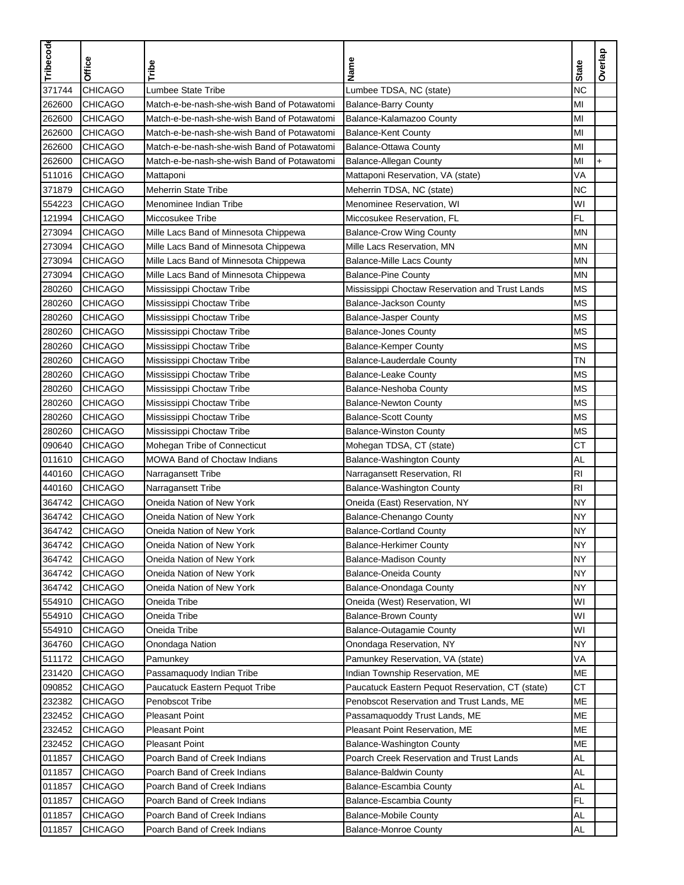| Tribecode | Office | Tribe | Name | State | Overlap |
|---|---|---|---|---|---|
| 371744 | CHICAGO | Lumbee State Tribe | Lumbee TDSA, NC (state) | NC | |
| 262600 | CHICAGO | Match-e-be-nash-she-wish Band of Potawatomi | Balance-Barry County | MI | |
| 262600 | CHICAGO | Match-e-be-nash-she-wish Band of Potawatomi | Balance-Kalamazoo County | MI | |
| 262600 | CHICAGO | Match-e-be-nash-she-wish Band of Potawatomi | Balance-Kent County | MI | |
| 262600 | CHICAGO | Match-e-be-nash-she-wish Band of Potawatomi | Balance-Ottawa County | MI | |
| 262600 | CHICAGO | Match-e-be-nash-she-wish Band of Potawatomi | Balance-Allegan County | MI | + |
| 511016 | CHICAGO | Mattaponi | Mattaponi Reservation, VA (state) | VA | |
| 371879 | CHICAGO | Meherrin State Tribe | Meherrin TDSA, NC (state) | NC | |
| 554223 | CHICAGO | Menominee Indian Tribe | Menominee Reservation, WI | WI | |
| 121994 | CHICAGO | Miccosukee Tribe | Miccosukee Reservation, FL | FL | |
| 273094 | CHICAGO | Mille Lacs Band of Minnesota Chippewa | Balance-Crow Wing County | MN | |
| 273094 | CHICAGO | Mille Lacs Band of Minnesota Chippewa | Mille Lacs Reservation, MN | MN | |
| 273094 | CHICAGO | Mille Lacs Band of Minnesota Chippewa | Balance-Mille Lacs County | MN | |
| 273094 | CHICAGO | Mille Lacs Band of Minnesota Chippewa | Balance-Pine County | MN | |
| 280260 | CHICAGO | Mississippi Choctaw Tribe | Mississippi Choctaw Reservation and Trust Lands | MS | |
| 280260 | CHICAGO | Mississippi Choctaw Tribe | Balance-Jackson County | MS | |
| 280260 | CHICAGO | Mississippi Choctaw Tribe | Balance-Jasper County | MS | |
| 280260 | CHICAGO | Mississippi Choctaw Tribe | Balance-Jones County | MS | |
| 280260 | CHICAGO | Mississippi Choctaw Tribe | Balance-Kemper County | MS | |
| 280260 | CHICAGO | Mississippi Choctaw Tribe | Balance-Lauderdale County | TN | |
| 280260 | CHICAGO | Mississippi Choctaw Tribe | Balance-Leake County | MS | |
| 280260 | CHICAGO | Mississippi Choctaw Tribe | Balance-Neshoba County | MS | |
| 280260 | CHICAGO | Mississippi Choctaw Tribe | Balance-Newton County | MS | |
| 280260 | CHICAGO | Mississippi Choctaw Tribe | Balance-Scott County | MS | |
| 280260 | CHICAGO | Mississippi Choctaw Tribe | Balance-Winston County | MS | |
| 090640 | CHICAGO | Mohegan Tribe of Connecticut | Mohegan TDSA, CT (state) | CT | |
| 011610 | CHICAGO | MOWA Band of Choctaw Indians | Balance-Washington County | AL | |
| 440160 | CHICAGO | Narragansett Tribe | Narragansett Reservation, RI | RI | |
| 440160 | CHICAGO | Narragansett Tribe | Balance-Washington County | RI | |
| 364742 | CHICAGO | Oneida Nation of New York | Oneida (East) Reservation, NY | NY | |
| 364742 | CHICAGO | Oneida Nation of New York | Balance-Chenango County | NY | |
| 364742 | CHICAGO | Oneida Nation of New York | Balance-Cortland County | NY | |
| 364742 | CHICAGO | Oneida Nation of New York | Balance-Herkimer County | NY | |
| 364742 | CHICAGO | Oneida Nation of New York | Balance-Madison County | NY | |
| 364742 | CHICAGO | Oneida Nation of New York | Balance-Oneida County | NY | |
| 364742 | CHICAGO | Oneida Nation of New York | Balance-Onondaga County | NY | |
| 554910 | CHICAGO | Oneida Tribe | Oneida (West) Reservation, WI | WI | |
| 554910 | CHICAGO | Oneida Tribe | Balance-Brown County | WI | |
| 554910 | CHICAGO | Oneida Tribe | Balance-Outagamie County | WI | |
| 364760 | CHICAGO | Onondaga Nation | Onondaga Reservation, NY | NY | |
| 511172 | CHICAGO | Pamunkey | Pamunkey Reservation, VA (state) | VA | |
| 231420 | CHICAGO | Passamaquody Indian Tribe | Indian Township Reservation, ME | ME | |
| 090852 | CHICAGO | Paucatuck Eastern Pequot Tribe | Paucatuck Eastern Pequot Reservation, CT (state) | CT | |
| 232382 | CHICAGO | Penobscot Tribe | Penobscot Reservation and Trust Lands, ME | ME | |
| 232452 | CHICAGO | Pleasant Point | Passamaquoddy Trust Lands, ME | ME | |
| 232452 | CHICAGO | Pleasant Point | Pleasant Point Reservation, ME | ME | |
| 232452 | CHICAGO | Pleasant Point | Balance-Washington County | ME | |
| 011857 | CHICAGO | Poarch Band of Creek Indians | Poarch Creek Reservation and Trust Lands | AL | |
| 011857 | CHICAGO | Poarch Band of Creek Indians | Balance-Baldwin County | AL | |
| 011857 | CHICAGO | Poarch Band of Creek Indians | Balance-Escambia County | AL | |
| 011857 | CHICAGO | Poarch Band of Creek Indians | Balance-Escambia County | FL | |
| 011857 | CHICAGO | Poarch Band of Creek Indians | Balance-Mobile County | AL | |
| 011857 | CHICAGO | Poarch Band of Creek Indians | Balance-Monroe County | AL | |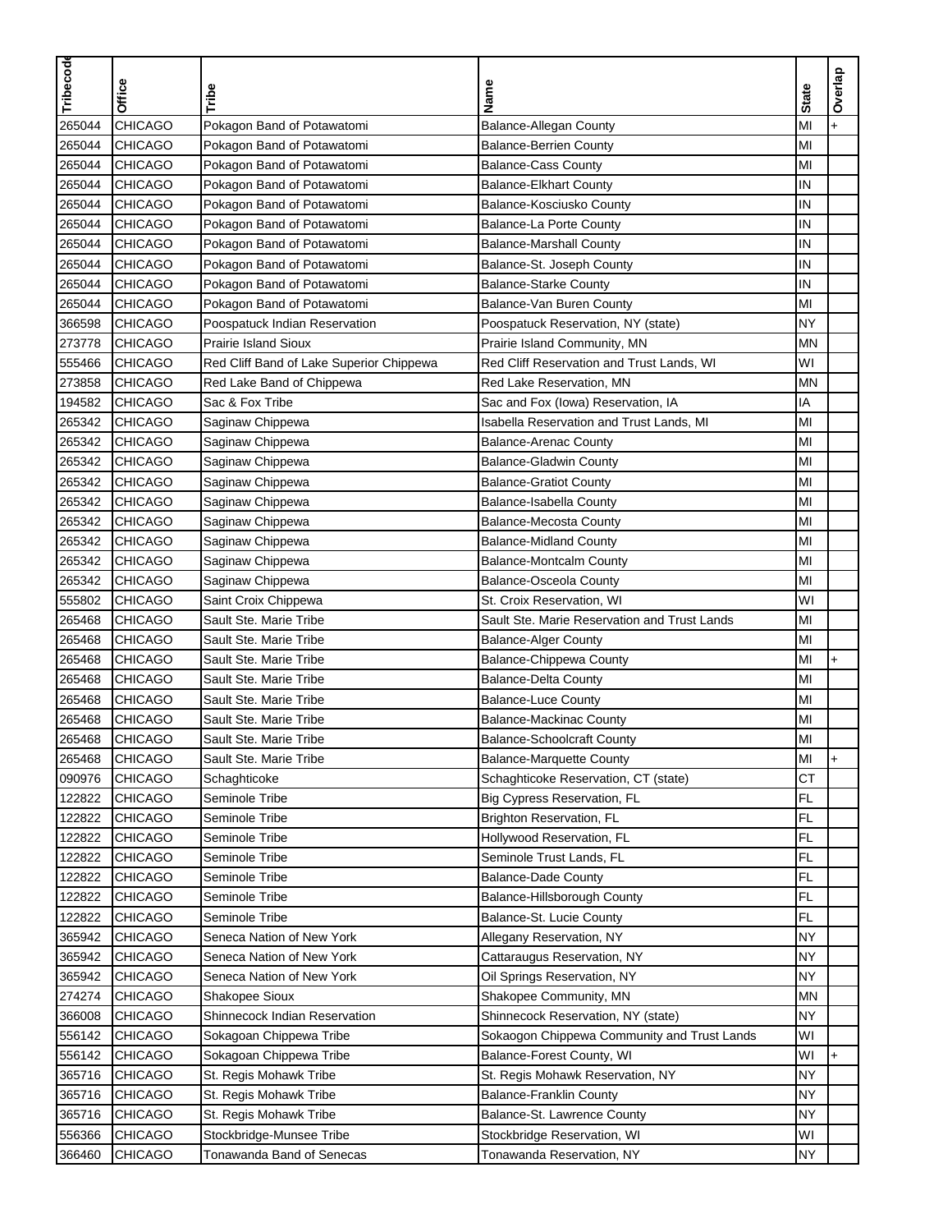| Tribecode | Office | Tribe | Name | State | Overlap |
| --- | --- | --- | --- | --- | --- |
| 265044 | CHICAGO | Pokagon Band of Potawatomi | Balance-Allegan County | MI | + |
| 265044 | CHICAGO | Pokagon Band of Potawatomi | Balance-Berrien County | MI | |
| 265044 | CHICAGO | Pokagon Band of Potawatomi | Balance-Cass County | MI | |
| 265044 | CHICAGO | Pokagon Band of Potawatomi | Balance-Elkhart County | IN | |
| 265044 | CHICAGO | Pokagon Band of Potawatomi | Balance-Kosciusko County | IN | |
| 265044 | CHICAGO | Pokagon Band of Potawatomi | Balance-La Porte County | IN | |
| 265044 | CHICAGO | Pokagon Band of Potawatomi | Balance-Marshall County | IN | |
| 265044 | CHICAGO | Pokagon Band of Potawatomi | Balance-St. Joseph County | IN | |
| 265044 | CHICAGO | Pokagon Band of Potawatomi | Balance-Starke County | IN | |
| 265044 | CHICAGO | Pokagon Band of Potawatomi | Balance-Van Buren County | MI | |
| 366598 | CHICAGO | Poospatuck Indian Reservation | Poospatuck Reservation, NY (state) | NY | |
| 273778 | CHICAGO | Prairie Island Sioux | Prairie Island Community, MN | MN | |
| 555466 | CHICAGO | Red Cliff Band of Lake Superior Chippewa | Red Cliff Reservation and Trust Lands, WI | WI | |
| 273858 | CHICAGO | Red Lake Band of Chippewa | Red Lake Reservation, MN | MN | |
| 194582 | CHICAGO | Sac & Fox Tribe | Sac and Fox (Iowa) Reservation, IA | IA | |
| 265342 | CHICAGO | Saginaw Chippewa | Isabella Reservation and Trust Lands, MI | MI | |
| 265342 | CHICAGO | Saginaw Chippewa | Balance-Arenac County | MI | |
| 265342 | CHICAGO | Saginaw Chippewa | Balance-Gladwin County | MI | |
| 265342 | CHICAGO | Saginaw Chippewa | Balance-Gratiot County | MI | |
| 265342 | CHICAGO | Saginaw Chippewa | Balance-Isabella County | MI | |
| 265342 | CHICAGO | Saginaw Chippewa | Balance-Mecosta County | MI | |
| 265342 | CHICAGO | Saginaw Chippewa | Balance-Midland County | MI | |
| 265342 | CHICAGO | Saginaw Chippewa | Balance-Montcalm County | MI | |
| 265342 | CHICAGO | Saginaw Chippewa | Balance-Osceola County | MI | |
| 555802 | CHICAGO | Saint Croix Chippewa | St. Croix Reservation, WI | WI | |
| 265468 | CHICAGO | Sault Ste. Marie Tribe | Sault Ste. Marie Reservation and Trust Lands | MI | |
| 265468 | CHICAGO | Sault Ste. Marie Tribe | Balance-Alger County | MI | |
| 265468 | CHICAGO | Sault Ste. Marie Tribe | Balance-Chippewa County | MI | + |
| 265468 | CHICAGO | Sault Ste. Marie Tribe | Balance-Delta County | MI | |
| 265468 | CHICAGO | Sault Ste. Marie Tribe | Balance-Luce County | MI | |
| 265468 | CHICAGO | Sault Ste. Marie Tribe | Balance-Mackinac County | MI | |
| 265468 | CHICAGO | Sault Ste. Marie Tribe | Balance-Schoolcraft County | MI | |
| 265468 | CHICAGO | Sault Ste. Marie Tribe | Balance-Marquette County | MI | + |
| 090976 | CHICAGO | Schaghticoke | Schaghticoke Reservation, CT (state) | CT | |
| 122822 | CHICAGO | Seminole Tribe | Big Cypress Reservation, FL | FL | |
| 122822 | CHICAGO | Seminole Tribe | Brighton Reservation, FL | FL | |
| 122822 | CHICAGO | Seminole Tribe | Hollywood Reservation, FL | FL | |
| 122822 | CHICAGO | Seminole Tribe | Seminole Trust Lands, FL | FL | |
| 122822 | CHICAGO | Seminole Tribe | Balance-Dade County | FL | |
| 122822 | CHICAGO | Seminole Tribe | Balance-Hillsborough County | FL | |
| 122822 | CHICAGO | Seminole Tribe | Balance-St. Lucie County | FL | |
| 365942 | CHICAGO | Seneca Nation of New York | Allegany Reservation, NY | NY | |
| 365942 | CHICAGO | Seneca Nation of New York | Cattaraugus Reservation, NY | NY | |
| 365942 | CHICAGO | Seneca Nation of New York | Oil Springs Reservation, NY | NY | |
| 274274 | CHICAGO | Shakopee Sioux | Shakopee Community, MN | MN | |
| 366008 | CHICAGO | Shinnecock Indian Reservation | Shinnecock Reservation, NY (state) | NY | |
| 556142 | CHICAGO | Sokagoan Chippewa Tribe | Sokaogon Chippewa Community and Trust Lands | WI | |
| 556142 | CHICAGO | Sokagoan Chippewa Tribe | Balance-Forest County, WI | WI | + |
| 365716 | CHICAGO | St. Regis Mohawk Tribe | St. Regis Mohawk Reservation, NY | NY | |
| 365716 | CHICAGO | St. Regis Mohawk Tribe | Balance-Franklin County | NY | |
| 365716 | CHICAGO | St. Regis Mohawk Tribe | Balance-St. Lawrence County | NY | |
| 556366 | CHICAGO | Stockbridge-Munsee Tribe | Stockbridge Reservation, WI | WI | |
| 366460 | CHICAGO | Tonawanda Band of Senecas | Tonawanda Reservation, NY | NY | |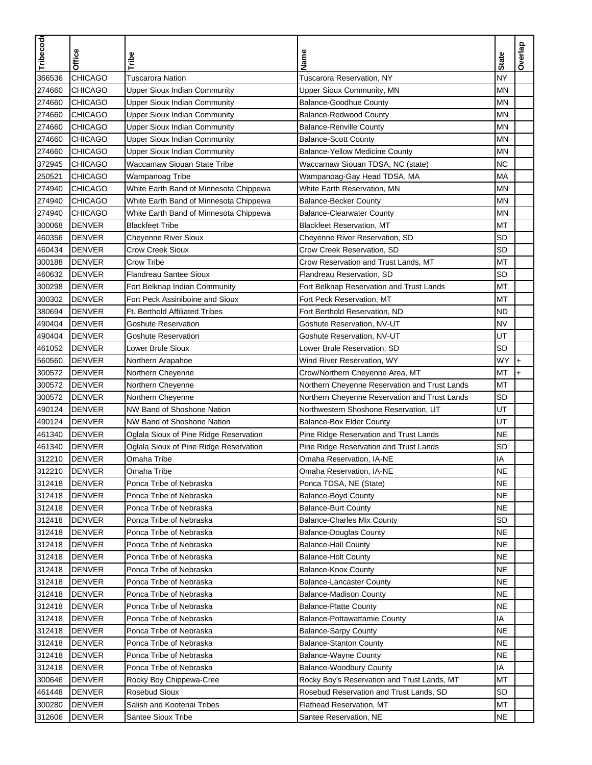| Tribecode | Office | Tribe | Name | State | Overlap |
|---|---|---|---|---|---|
| 366536 | CHICAGO | Tuscarora Nation | Tuscarora Reservation, NY | NY | |
| 274660 | CHICAGO | Upper Sioux Indian Community | Upper Sioux Community, MN | MN | |
| 274660 | CHICAGO | Upper Sioux Indian Community | Balance-Goodhue County | MN | |
| 274660 | CHICAGO | Upper Sioux Indian Community | Balance-Redwood County | MN | |
| 274660 | CHICAGO | Upper Sioux Indian Community | Balance-Renville County | MN | |
| 274660 | CHICAGO | Upper Sioux Indian Community | Balance-Scott County | MN | |
| 274660 | CHICAGO | Upper Sioux Indian Community | Balance-Yellow Medicine County | MN | |
| 372945 | CHICAGO | Waccamaw Siouan State Tribe | Waccamaw Siouan TDSA, NC (state) | NC | |
| 250521 | CHICAGO | Wampanoag Tribe | Wampanoag-Gay Head TDSA, MA | MA | |
| 274940 | CHICAGO | White Earth Band of Minnesota Chippewa | White Earth Reservation, MN | MN | |
| 274940 | CHICAGO | White Earth Band of Minnesota Chippewa | Balance-Becker County | MN | |
| 274940 | CHICAGO | White Earth Band of Minnesota Chippewa | Balance-Clearwater County | MN | |
| 300068 | DENVER | Blackfeet Tribe | Blackfeet Reservation, MT | MT | |
| 460356 | DENVER | Cheyenne River Sioux | Cheyenne River Reservation, SD | SD | |
| 460434 | DENVER | Crow Creek Sioux | Crow Creek Reservation, SD | SD | |
| 300188 | DENVER | Crow Tribe | Crow Reservation and Trust Lands, MT | MT | |
| 460632 | DENVER | Flandreau Santee Sioux | Flandreau Reservation, SD | SD | |
| 300298 | DENVER | Fort Belknap Indian Community | Fort Belknap Reservation and Trust Lands | MT | |
| 300302 | DENVER | Fort Peck Assiniboine and Sioux | Fort Peck Reservation, MT | MT | |
| 380694 | DENVER | Ft. Berthold Affiliated Tribes | Fort Berthold Reservation, ND | ND | |
| 490404 | DENVER | Goshute Reservation | Goshute Reservation, NV-UT | NV | |
| 490404 | DENVER | Goshute Reservation | Goshute Reservation, NV-UT | UT | |
| 461052 | DENVER | Lower Brule Sioux | Lower Brule Reservation, SD | SD | |
| 560560 | DENVER | Northern Arapahoe | Wind River Reservation, WY | WY | + |
| 300572 | DENVER | Northern Cheyenne | Crow/Northern Cheyenne Area, MT | MT | + |
| 300572 | DENVER | Northern Cheyenne | Northern Cheyenne Reservation and Trust Lands | MT | |
| 300572 | DENVER | Northern Cheyenne | Northern Cheyenne Reservation and Trust Lands | SD | |
| 490124 | DENVER | NW Band of Shoshone Nation | Northwestern Shoshone Reservation, UT | UT | |
| 490124 | DENVER | NW Band of Shoshone Nation | Balance-Box Elder County | UT | |
| 461340 | DENVER | Oglala Sioux of Pine Ridge Reservation | Pine Ridge Reservation and Trust Lands | NE | |
| 461340 | DENVER | Oglala Sioux of Pine Ridge Reservation | Pine Ridge Reservation and Trust Lands | SD | |
| 312210 | DENVER | Omaha Tribe | Omaha Reservation, IA-NE | IA | |
| 312210 | DENVER | Omaha Tribe | Omaha Reservation, IA-NE | NE | |
| 312418 | DENVER | Ponca Tribe of Nebraska | Ponca TDSA, NE (State) | NE | |
| 312418 | DENVER | Ponca Tribe of Nebraska | Balance-Boyd County | NE | |
| 312418 | DENVER | Ponca Tribe of Nebraska | Balance-Burt County | NE | |
| 312418 | DENVER | Ponca Tribe of Nebraska | Balance-Charles Mix County | SD | |
| 312418 | DENVER | Ponca Tribe of Nebraska | Balance-Douglas County | NE | |
| 312418 | DENVER | Ponca Tribe of Nebraska | Balance-Hall County | NE | |
| 312418 | DENVER | Ponca Tribe of Nebraska | Balance-Holt County | NE | |
| 312418 | DENVER | Ponca Tribe of Nebraska | Balance-Knox County | NE | |
| 312418 | DENVER | Ponca Tribe of Nebraska | Balance-Lancaster County | NE | |
| 312418 | DENVER | Ponca Tribe of Nebraska | Balance-Madison County | NE | |
| 312418 | DENVER | Ponca Tribe of Nebraska | Balance-Platte County | NE | |
| 312418 | DENVER | Ponca Tribe of Nebraska | Balance-Pottawattamie County | IA | |
| 312418 | DENVER | Ponca Tribe of Nebraska | Balance-Sarpy County | NE | |
| 312418 | DENVER | Ponca Tribe of Nebraska | Balance-Stanton County | NE | |
| 312418 | DENVER | Ponca Tribe of Nebraska | Balance-Wayne County | NE | |
| 312418 | DENVER | Ponca Tribe of Nebraska | Balance-Woodbury County | IA | |
| 300646 | DENVER | Rocky Boy Chippewa-Cree | Rocky Boy's Reservation and Trust Lands, MT | MT | |
| 461448 | DENVER | Rosebud Sioux | Rosebud Reservation and Trust Lands, SD | SD | |
| 300280 | DENVER | Salish and Kootenai Tribes | Flathead Reservation, MT | MT | |
| 312606 | DENVER | Santee Sioux Tribe | Santee Reservation, NE | NE | |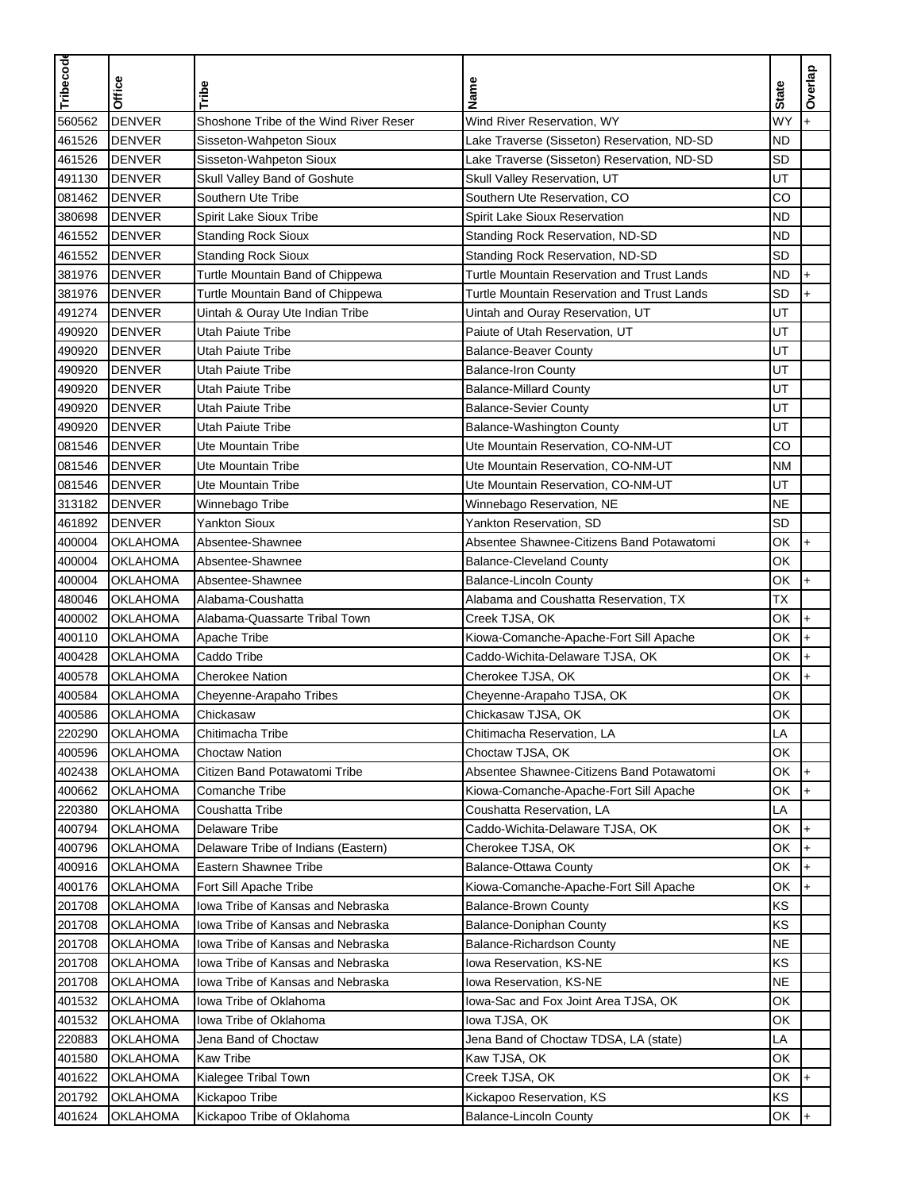| Tribecode | Office | Tribe | Name | State | Overlap |
|---|---|---|---|---|---|
| 560562 | DENVER | Shoshone Tribe of the Wind River Reser | Wind River Reservation, WY | WY | + |
| 461526 | DENVER | Sisseton-Wahpeton Sioux | Lake Traverse (Sisseton) Reservation, ND-SD | ND | |
| 461526 | DENVER | Sisseton-Wahpeton Sioux | Lake Traverse (Sisseton) Reservation, ND-SD | SD | |
| 491130 | DENVER | Skull Valley Band of Goshute | Skull Valley Reservation, UT | UT | |
| 081462 | DENVER | Southern Ute Tribe | Southern Ute Reservation, CO | CO | |
| 380698 | DENVER | Spirit Lake Sioux Tribe | Spirit Lake Sioux Reservation | ND | |
| 461552 | DENVER | Standing Rock Sioux | Standing Rock Reservation, ND-SD | ND | |
| 461552 | DENVER | Standing Rock Sioux | Standing Rock Reservation, ND-SD | SD | |
| 381976 | DENVER | Turtle Mountain Band of Chippewa | Turtle Mountain Reservation and Trust Lands | ND | + |
| 381976 | DENVER | Turtle Mountain Band of Chippewa | Turtle Mountain Reservation and Trust Lands | SD | + |
| 491274 | DENVER | Uintah & Ouray Ute Indian Tribe | Uintah and Ouray Reservation, UT | UT | |
| 490920 | DENVER | Utah Paiute Tribe | Paiute of Utah Reservation, UT | UT | |
| 490920 | DENVER | Utah Paiute Tribe | Balance-Beaver County | UT | |
| 490920 | DENVER | Utah Paiute Tribe | Balance-Iron County | UT | |
| 490920 | DENVER | Utah Paiute Tribe | Balance-Millard County | UT | |
| 490920 | DENVER | Utah Paiute Tribe | Balance-Sevier County | UT | |
| 490920 | DENVER | Utah Paiute Tribe | Balance-Washington County | UT | |
| 081546 | DENVER | Ute Mountain Tribe | Ute Mountain Reservation, CO-NM-UT | CO | |
| 081546 | DENVER | Ute Mountain Tribe | Ute Mountain Reservation, CO-NM-UT | NM | |
| 081546 | DENVER | Ute Mountain Tribe | Ute Mountain Reservation, CO-NM-UT | UT | |
| 313182 | DENVER | Winnebago Tribe | Winnebago Reservation, NE | NE | |
| 461892 | DENVER | Yankton Sioux | Yankton Reservation, SD | SD | |
| 400004 | OKLAHOMA | Absentee-Shawnee | Absentee Shawnee-Citizens Band Potawatomi | OK | + |
| 400004 | OKLAHOMA | Absentee-Shawnee | Balance-Cleveland County | OK | |
| 400004 | OKLAHOMA | Absentee-Shawnee | Balance-Lincoln County | OK | + |
| 480046 | OKLAHOMA | Alabama-Coushatta | Alabama and Coushatta Reservation, TX | TX | |
| 400002 | OKLAHOMA | Alabama-Quassarte Tribal Town | Creek TJSA, OK | OK | + |
| 400110 | OKLAHOMA | Apache Tribe | Kiowa-Comanche-Apache-Fort Sill Apache | OK | + |
| 400428 | OKLAHOMA | Caddo Tribe | Caddo-Wichita-Delaware TJSA, OK | OK | + |
| 400578 | OKLAHOMA | Cherokee Nation | Cherokee TJSA, OK | OK | + |
| 400584 | OKLAHOMA | Cheyenne-Arapaho Tribes | Cheyenne-Arapaho TJSA, OK | OK | |
| 400586 | OKLAHOMA | Chickasaw | Chickasaw TJSA, OK | OK | |
| 220290 | OKLAHOMA | Chitimacha Tribe | Chitimacha Reservation, LA | LA | |
| 400596 | OKLAHOMA | Choctaw Nation | Choctaw TJSA, OK | OK | |
| 402438 | OKLAHOMA | Citizen Band Potawatomi Tribe | Absentee Shawnee-Citizens Band Potawatomi | OK | + |
| 400662 | OKLAHOMA | Comanche Tribe | Kiowa-Comanche-Apache-Fort Sill Apache | OK | + |
| 220380 | OKLAHOMA | Coushatta Tribe | Coushatta Reservation, LA | LA | |
| 400794 | OKLAHOMA | Delaware Tribe | Caddo-Wichita-Delaware TJSA, OK | OK | + |
| 400796 | OKLAHOMA | Delaware Tribe of Indians (Eastern) | Cherokee TJSA, OK | OK | + |
| 400916 | OKLAHOMA | Eastern Shawnee Tribe | Balance-Ottawa County | OK | + |
| 400176 | OKLAHOMA | Fort Sill Apache Tribe | Kiowa-Comanche-Apache-Fort Sill Apache | OK | + |
| 201708 | OKLAHOMA | Iowa Tribe of Kansas and Nebraska | Balance-Brown County | KS | |
| 201708 | OKLAHOMA | Iowa Tribe of Kansas and Nebraska | Balance-Doniphan County | KS | |
| 201708 | OKLAHOMA | Iowa Tribe of Kansas and Nebraska | Balance-Richardson County | NE | |
| 201708 | OKLAHOMA | Iowa Tribe of Kansas and Nebraska | Iowa Reservation, KS-NE | KS | |
| 201708 | OKLAHOMA | Iowa Tribe of Kansas and Nebraska | Iowa Reservation, KS-NE | NE | |
| 401532 | OKLAHOMA | Iowa Tribe of Oklahoma | Iowa-Sac and Fox Joint Area TJSA, OK | OK | |
| 401532 | OKLAHOMA | Iowa Tribe of Oklahoma | Iowa TJSA, OK | OK | |
| 220883 | OKLAHOMA | Jena Band of Choctaw | Jena Band of Choctaw TDSA, LA (state) | LA | |
| 401580 | OKLAHOMA | Kaw Tribe | Kaw TJSA, OK | OK | |
| 401622 | OKLAHOMA | Kialegee Tribal Town | Creek TJSA, OK | OK | + |
| 201792 | OKLAHOMA | Kickapoo Tribe | Kickapoo Reservation, KS | KS | |
| 401624 | OKLAHOMA | Kickapoo Tribe of Oklahoma | Balance-Lincoln County | OK | + |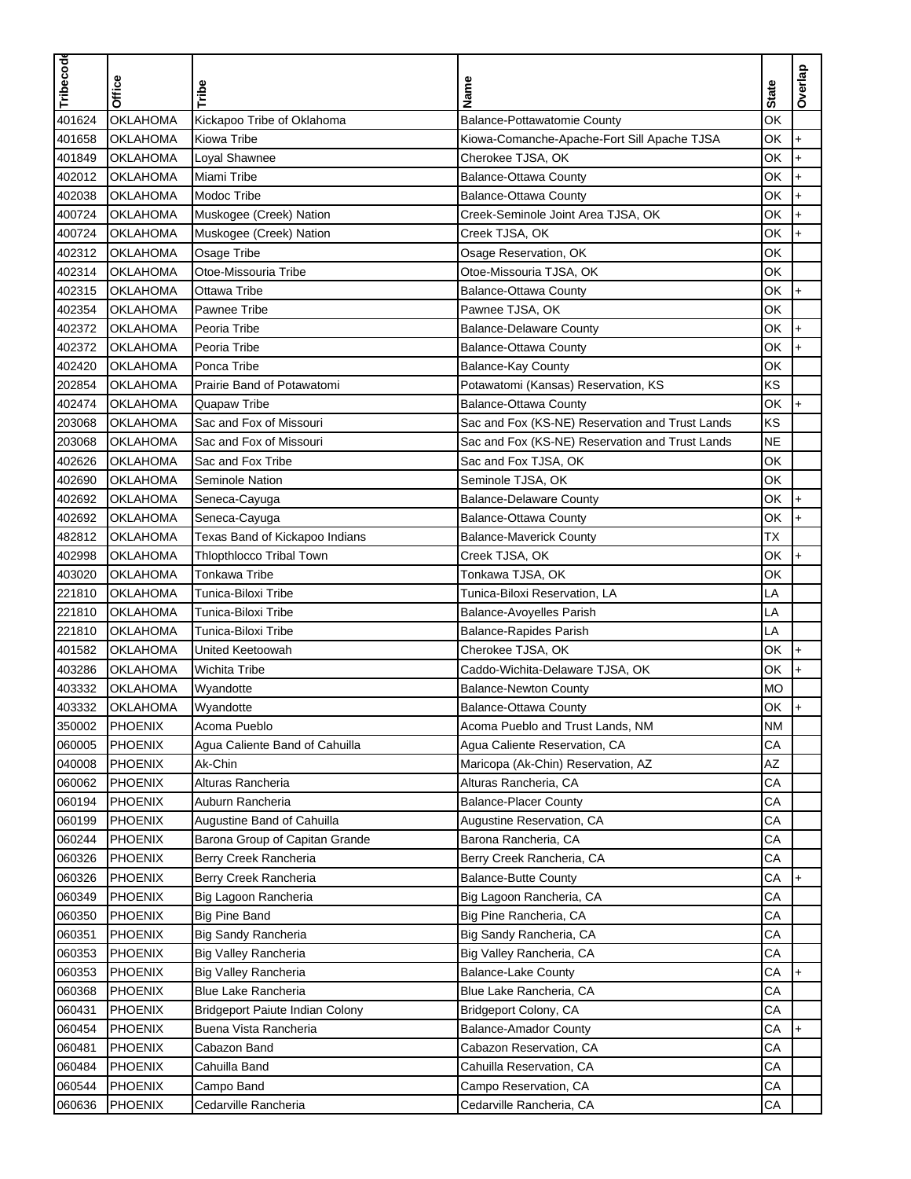| Tribecode | Office | Tribe | Name | State | Overlap |
|---|---|---|---|---|---|
| 401624 | OKLAHOMA | Kickapoo Tribe of Oklahoma | Balance-Pottawatomie County | OK | |
| 401658 | OKLAHOMA | Kiowa Tribe | Kiowa-Comanche-Apache-Fort Sill Apache TJSA | OK | + |
| 401849 | OKLAHOMA | Loyal Shawnee | Cherokee TJSA, OK | OK | + |
| 402012 | OKLAHOMA | Miami Tribe | Balance-Ottawa County | OK | + |
| 402038 | OKLAHOMA | Modoc Tribe | Balance-Ottawa County | OK | + |
| 400724 | OKLAHOMA | Muskogee (Creek) Nation | Creek-Seminole Joint Area TJSA, OK | OK | + |
| 400724 | OKLAHOMA | Muskogee (Creek) Nation | Creek TJSA, OK | OK | + |
| 402312 | OKLAHOMA | Osage Tribe | Osage Reservation, OK | OK | |
| 402314 | OKLAHOMA | Otoe-Missouria Tribe | Otoe-Missouria TJSA, OK | OK | |
| 402315 | OKLAHOMA | Ottawa Tribe | Balance-Ottawa County | OK | + |
| 402354 | OKLAHOMA | Pawnee Tribe | Pawnee TJSA, OK | OK | |
| 402372 | OKLAHOMA | Peoria Tribe | Balance-Delaware County | OK | + |
| 402372 | OKLAHOMA | Peoria Tribe | Balance-Ottawa County | OK | + |
| 402420 | OKLAHOMA | Ponca Tribe | Balance-Kay County | OK | |
| 202854 | OKLAHOMA | Prairie Band of Potawatomi | Potawatomi (Kansas) Reservation, KS | KS | |
| 402474 | OKLAHOMA | Quapaw Tribe | Balance-Ottawa County | OK | + |
| 203068 | OKLAHOMA | Sac and Fox of Missouri | Sac and Fox (KS-NE) Reservation and Trust Lands | KS | |
| 203068 | OKLAHOMA | Sac and Fox of Missouri | Sac and Fox (KS-NE) Reservation and Trust Lands | NE | |
| 402626 | OKLAHOMA | Sac and Fox Tribe | Sac and Fox TJSA, OK | OK | |
| 402690 | OKLAHOMA | Seminole Nation | Seminole TJSA, OK | OK | |
| 402692 | OKLAHOMA | Seneca-Cayuga | Balance-Delaware County | OK | + |
| 402692 | OKLAHOMA | Seneca-Cayuga | Balance-Ottawa County | OK | + |
| 482812 | OKLAHOMA | Texas Band of Kickapoo Indians | Balance-Maverick County | TX | |
| 402998 | OKLAHOMA | Thlopthlocco Tribal Town | Creek TJSA, OK | OK | + |
| 403020 | OKLAHOMA | Tonkawa Tribe | Tonkawa TJSA, OK | OK | |
| 221810 | OKLAHOMA | Tunica-Biloxi Tribe | Tunica-Biloxi Reservation, LA | LA | |
| 221810 | OKLAHOMA | Tunica-Biloxi Tribe | Balance-Avoyelles Parish | LA | |
| 221810 | OKLAHOMA | Tunica-Biloxi Tribe | Balance-Rapides Parish | LA | |
| 401582 | OKLAHOMA | United Keetoowah | Cherokee TJSA, OK | OK | + |
| 403286 | OKLAHOMA | Wichita Tribe | Caddo-Wichita-Delaware TJSA, OK | OK | + |
| 403332 | OKLAHOMA | Wyandotte | Balance-Newton County | MO | |
| 403332 | OKLAHOMA | Wyandotte | Balance-Ottawa County | OK | + |
| 350002 | PHOENIX | Acoma Pueblo | Acoma Pueblo and Trust Lands, NM | NM | |
| 060005 | PHOENIX | Agua Caliente Band of Cahuilla | Agua Caliente Reservation, CA | CA | |
| 040008 | PHOENIX | Ak-Chin | Maricopa (Ak-Chin) Reservation, AZ | AZ | |
| 060062 | PHOENIX | Alturas Rancheria | Alturas Rancheria, CA | CA | |
| 060194 | PHOENIX | Auburn Rancheria | Balance-Placer County | CA | |
| 060199 | PHOENIX | Augustine Band of Cahuilla | Augustine Reservation, CA | CA | |
| 060244 | PHOENIX | Barona Group of Capitan Grande | Barona Rancheria, CA | CA | |
| 060326 | PHOENIX | Berry Creek Rancheria | Berry Creek Rancheria, CA | CA | |
| 060326 | PHOENIX | Berry Creek Rancheria | Balance-Butte County | CA | + |
| 060349 | PHOENIX | Big Lagoon Rancheria | Big Lagoon Rancheria, CA | CA | |
| 060350 | PHOENIX | Big Pine Band | Big Pine Rancheria, CA | CA | |
| 060351 | PHOENIX | Big Sandy Rancheria | Big Sandy Rancheria, CA | CA | |
| 060353 | PHOENIX | Big Valley Rancheria | Big Valley Rancheria, CA | CA | |
| 060353 | PHOENIX | Big Valley Rancheria | Balance-Lake County | CA | + |
| 060368 | PHOENIX | Blue Lake Rancheria | Blue Lake Rancheria, CA | CA | |
| 060431 | PHOENIX | Bridgeport Paiute Indian Colony | Bridgeport Colony, CA | CA | |
| 060454 | PHOENIX | Buena Vista Rancheria | Balance-Amador County | CA | + |
| 060481 | PHOENIX | Cabazon Band | Cabazon Reservation, CA | CA | |
| 060484 | PHOENIX | Cahuilla Band | Cahuilla Reservation, CA | CA | |
| 060544 | PHOENIX | Campo Band | Campo Reservation, CA | CA | |
| 060636 | PHOENIX | Cedarville Rancheria | Cedarville Rancheria, CA | CA | |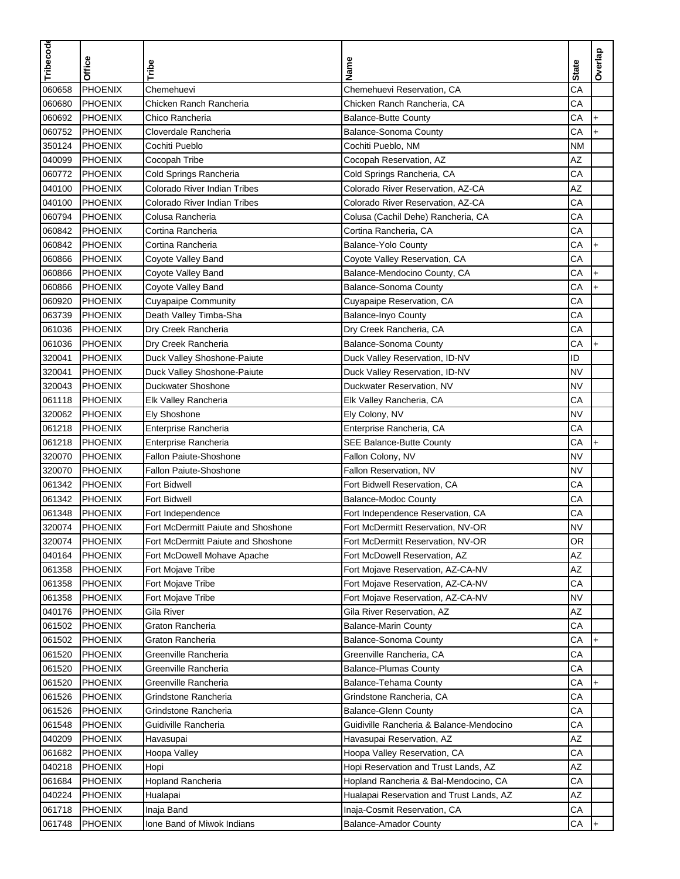| Tribecode | Office | Tribe | Name | State | Overlap |
|---|---|---|---|---|---|
| 060658 | PHOENIX | Chemehuevi | Chemehuevi Reservation, CA | CA | |
| 060680 | PHOENIX | Chicken Ranch Rancheria | Chicken Ranch Rancheria, CA | CA | |
| 060692 | PHOENIX | Chico Rancheria | Balance-Butte County | CA | + |
| 060752 | PHOENIX | Cloverdale Rancheria | Balance-Sonoma County | CA | + |
| 350124 | PHOENIX | Cochiti Pueblo | Cochiti Pueblo, NM | NM | |
| 040099 | PHOENIX | Cocopah Tribe | Cocopah Reservation, AZ | AZ | |
| 060772 | PHOENIX | Cold Springs Rancheria | Cold Springs Rancheria, CA | CA | |
| 040100 | PHOENIX | Colorado River Indian Tribes | Colorado River Reservation, AZ-CA | AZ | |
| 040100 | PHOENIX | Colorado River Indian Tribes | Colorado River Reservation, AZ-CA | CA | |
| 060794 | PHOENIX | Colusa Rancheria | Colusa (Cachil Dehe) Rancheria, CA | CA | |
| 060842 | PHOENIX | Cortina Rancheria | Cortina Rancheria, CA | CA | |
| 060842 | PHOENIX | Cortina Rancheria | Balance-Yolo County | CA | + |
| 060866 | PHOENIX | Coyote Valley Band | Coyote Valley Reservation, CA | CA | |
| 060866 | PHOENIX | Coyote Valley Band | Balance-Mendocino County, CA | CA | + |
| 060866 | PHOENIX | Coyote Valley Band | Balance-Sonoma County | CA | + |
| 060920 | PHOENIX | Cuyapaipe Community | Cuyapaipe Reservation, CA | CA | |
| 063739 | PHOENIX | Death Valley Timba-Sha | Balance-Inyo County | CA | |
| 061036 | PHOENIX | Dry Creek Rancheria | Dry Creek Rancheria, CA | CA | |
| 061036 | PHOENIX | Dry Creek Rancheria | Balance-Sonoma County | CA | + |
| 320041 | PHOENIX | Duck Valley Shoshone-Paiute | Duck Valley Reservation, ID-NV | ID | |
| 320041 | PHOENIX | Duck Valley Shoshone-Paiute | Duck Valley Reservation, ID-NV | NV | |
| 320043 | PHOENIX | Duckwater Shoshone | Duckwater Reservation, NV | NV | |
| 061118 | PHOENIX | Elk Valley Rancheria | Elk Valley Rancheria, CA | CA | |
| 320062 | PHOENIX | Ely Shoshone | Ely Colony, NV | NV | |
| 061218 | PHOENIX | Enterprise Rancheria | Enterprise Rancheria, CA | CA | |
| 061218 | PHOENIX | Enterprise Rancheria | SEE Balance-Butte County | CA | + |
| 320070 | PHOENIX | Fallon Paiute-Shoshone | Fallon Colony, NV | NV | |
| 320070 | PHOENIX | Fallon Paiute-Shoshone | Fallon Reservation, NV | NV | |
| 061342 | PHOENIX | Fort Bidwell | Fort Bidwell Reservation, CA | CA | |
| 061342 | PHOENIX | Fort Bidwell | Balance-Modoc County | CA | |
| 061348 | PHOENIX | Fort Independence | Fort Independence Reservation, CA | CA | |
| 320074 | PHOENIX | Fort McDermitt Paiute and Shoshone | Fort McDermitt Reservation, NV-OR | NV | |
| 320074 | PHOENIX | Fort McDermitt Paiute and Shoshone | Fort McDermitt Reservation, NV-OR | OR | |
| 040164 | PHOENIX | Fort McDowell Mohave Apache | Fort McDowell Reservation, AZ | AZ | |
| 061358 | PHOENIX | Fort Mojave Tribe | Fort Mojave Reservation, AZ-CA-NV | AZ | |
| 061358 | PHOENIX | Fort Mojave Tribe | Fort Mojave Reservation, AZ-CA-NV | CA | |
| 061358 | PHOENIX | Fort Mojave Tribe | Fort Mojave Reservation, AZ-CA-NV | NV | |
| 040176 | PHOENIX | Gila River | Gila River Reservation, AZ | AZ | |
| 061502 | PHOENIX | Graton Rancheria | Balance-Marin County | CA | |
| 061502 | PHOENIX | Graton Rancheria | Balance-Sonoma County | CA | + |
| 061520 | PHOENIX | Greenville Rancheria | Greenville Rancheria, CA | CA | |
| 061520 | PHOENIX | Greenville Rancheria | Balance-Plumas County | CA | |
| 061520 | PHOENIX | Greenville Rancheria | Balance-Tehama County | CA | + |
| 061526 | PHOENIX | Grindstone Rancheria | Grindstone Rancheria, CA | CA | |
| 061526 | PHOENIX | Grindstone Rancheria | Balance-Glenn County | CA | |
| 061548 | PHOENIX | Guidiville Rancheria | Guidiville Rancheria & Balance-Mendocino | CA | |
| 040209 | PHOENIX | Havasupai | Havasupai Reservation, AZ | AZ | |
| 061682 | PHOENIX | Hoopa Valley | Hoopa Valley Reservation, CA | CA | |
| 040218 | PHOENIX | Hopi | Hopi Reservation and Trust Lands, AZ | AZ | |
| 061684 | PHOENIX | Hopland Rancheria | Hopland Rancheria & Bal-Mendocino, CA | CA | |
| 040224 | PHOENIX | Hualapai | Hualapai Reservation and Trust Lands, AZ | AZ | |
| 061718 | PHOENIX | Inaja Band | Inaja-Cosmit Reservation, CA | CA | |
| 061748 | PHOENIX | Ione Band of Miwok Indians | Balance-Amador County | CA | + |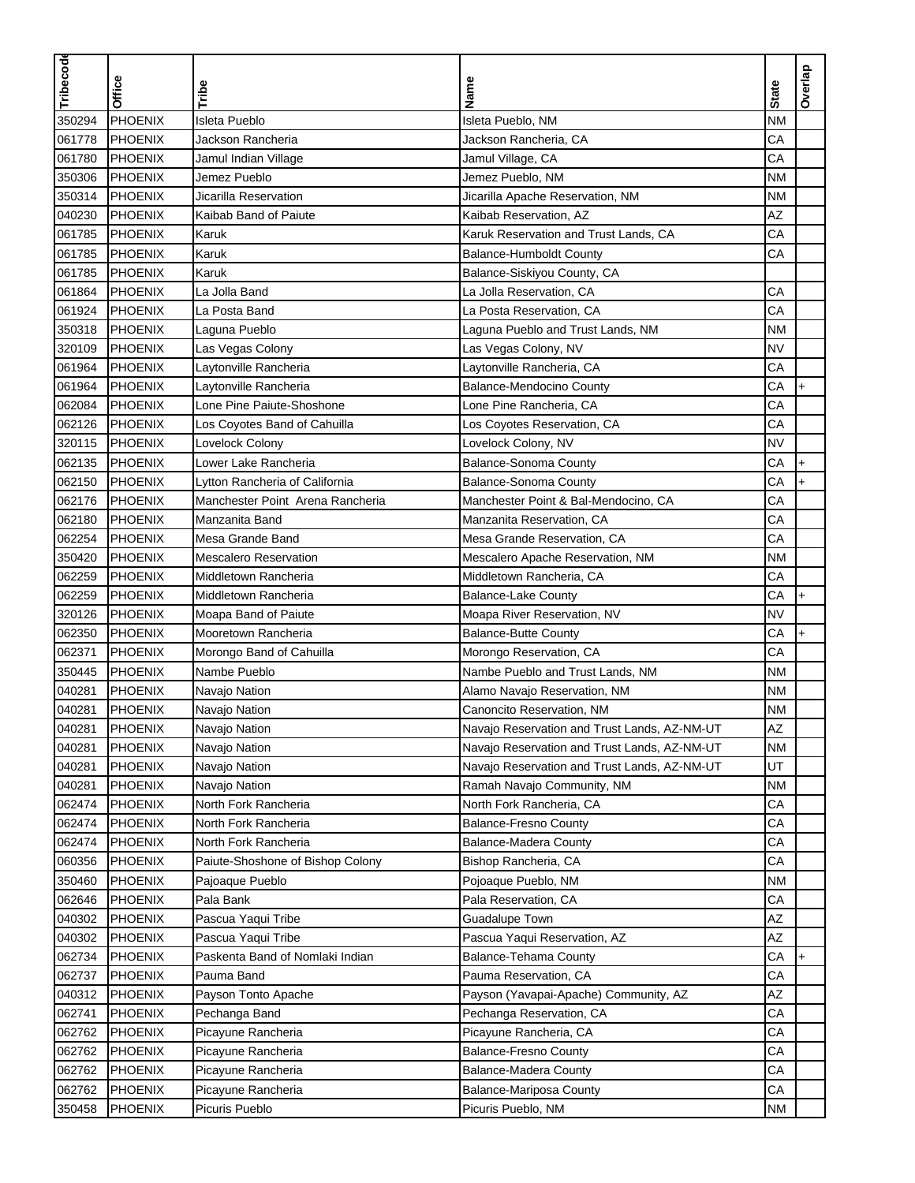| Tribecode | Office | Tribe | Name | State | Overlap |
|---|---|---|---|---|---|
| 350294 | PHOENIX | Isleta Pueblo | Isleta Pueblo, NM | NM | |
| 061778 | PHOENIX | Jackson Rancheria | Jackson Rancheria, CA | CA | |
| 061780 | PHOENIX | Jamul Indian Village | Jamul Village, CA | CA | |
| 350306 | PHOENIX | Jemez Pueblo | Jemez Pueblo, NM | NM | |
| 350314 | PHOENIX | Jicarilla Reservation | Jicarilla Apache Reservation, NM | NM | |
| 040230 | PHOENIX | Kaibab Band of Paiute | Kaibab Reservation, AZ | AZ | |
| 061785 | PHOENIX | Karuk | Karuk Reservation and Trust Lands, CA | CA | |
| 061785 | PHOENIX | Karuk | Balance-Humboldt County | CA | |
| 061785 | PHOENIX | Karuk | Balance-Siskiyou County, CA | | |
| 061864 | PHOENIX | La Jolla Band | La Jolla Reservation, CA | CA | |
| 061924 | PHOENIX | La Posta Band | La Posta Reservation, CA | CA | |
| 350318 | PHOENIX | Laguna Pueblo | Laguna Pueblo and Trust Lands, NM | NM | |
| 320109 | PHOENIX | Las Vegas Colony | Las Vegas Colony, NV | NV | |
| 061964 | PHOENIX | Laytonville Rancheria | Laytonville Rancheria, CA | CA | |
| 061964 | PHOENIX | Laytonville Rancheria | Balance-Mendocino County | CA | + |
| 062084 | PHOENIX | Lone Pine Paiute-Shoshone | Lone Pine Rancheria, CA | CA | |
| 062126 | PHOENIX | Los Coyotes Band of Cahuilla | Los Coyotes Reservation, CA | CA | |
| 320115 | PHOENIX | Lovelock Colony | Lovelock Colony, NV | NV | |
| 062135 | PHOENIX | Lower Lake Rancheria | Balance-Sonoma County | CA | + |
| 062150 | PHOENIX | Lytton Rancheria of California | Balance-Sonoma County | CA | + |
| 062176 | PHOENIX | Manchester Point Arena Rancheria | Manchester Point & Bal-Mendocino, CA | CA | |
| 062180 | PHOENIX | Manzanita Band | Manzanita Reservation, CA | CA | |
| 062254 | PHOENIX | Mesa Grande Band | Mesa Grande Reservation, CA | CA | |
| 350420 | PHOENIX | Mescalero Reservation | Mescalero Apache Reservation, NM | NM | |
| 062259 | PHOENIX | Middletown Rancheria | Middletown Rancheria, CA | CA | |
| 062259 | PHOENIX | Middletown Rancheria | Balance-Lake County | CA | + |
| 320126 | PHOENIX | Moapa Band of Paiute | Moapa River Reservation, NV | NV | |
| 062350 | PHOENIX | Mooretown Rancheria | Balance-Butte County | CA | + |
| 062371 | PHOENIX | Morongo Band of Cahuilla | Morongo Reservation, CA | CA | |
| 350445 | PHOENIX | Nambe Pueblo | Nambe Pueblo and Trust Lands, NM | NM | |
| 040281 | PHOENIX | Navajo Nation | Alamo Navajo Reservation, NM | NM | |
| 040281 | PHOENIX | Navajo Nation | Canoncito Reservation, NM | NM | |
| 040281 | PHOENIX | Navajo Nation | Navajo Reservation and Trust Lands, AZ-NM-UT | AZ | |
| 040281 | PHOENIX | Navajo Nation | Navajo Reservation and Trust Lands, AZ-NM-UT | NM | |
| 040281 | PHOENIX | Navajo Nation | Navajo Reservation and Trust Lands, AZ-NM-UT | UT | |
| 040281 | PHOENIX | Navajo Nation | Ramah Navajo Community, NM | NM | |
| 062474 | PHOENIX | North Fork Rancheria | North Fork Rancheria, CA | CA | |
| 062474 | PHOENIX | North Fork Rancheria | Balance-Fresno County | CA | |
| 062474 | PHOENIX | North Fork Rancheria | Balance-Madera County | CA | |
| 060356 | PHOENIX | Paiute-Shoshone of Bishop Colony | Bishop Rancheria, CA | CA | |
| 350460 | PHOENIX | Pajoaque Pueblo | Pojoaque Pueblo, NM | NM | |
| 062646 | PHOENIX | Pala Bank | Pala Reservation, CA | CA | |
| 040302 | PHOENIX | Pascua Yaqui Tribe | Guadalupe Town | AZ | |
| 040302 | PHOENIX | Pascua Yaqui Tribe | Pascua Yaqui Reservation, AZ | AZ | |
| 062734 | PHOENIX | Paskenta Band of Nomlaki Indian | Balance-Tehama County | CA | + |
| 062737 | PHOENIX | Pauma Band | Pauma Reservation, CA | CA | |
| 040312 | PHOENIX | Payson Tonto Apache | Payson (Yavapai-Apache) Community, AZ | AZ | |
| 062741 | PHOENIX | Pechanga Band | Pechanga Reservation, CA | CA | |
| 062762 | PHOENIX | Picayune Rancheria | Picayune Rancheria, CA | CA | |
| 062762 | PHOENIX | Picayune Rancheria | Balance-Fresno County | CA | |
| 062762 | PHOENIX | Picayune Rancheria | Balance-Madera County | CA | |
| 062762 | PHOENIX | Picayune Rancheria | Balance-Mariposa County | CA | |
| 350458 | PHOENIX | Picuris Pueblo | Picuris Pueblo, NM | NM | |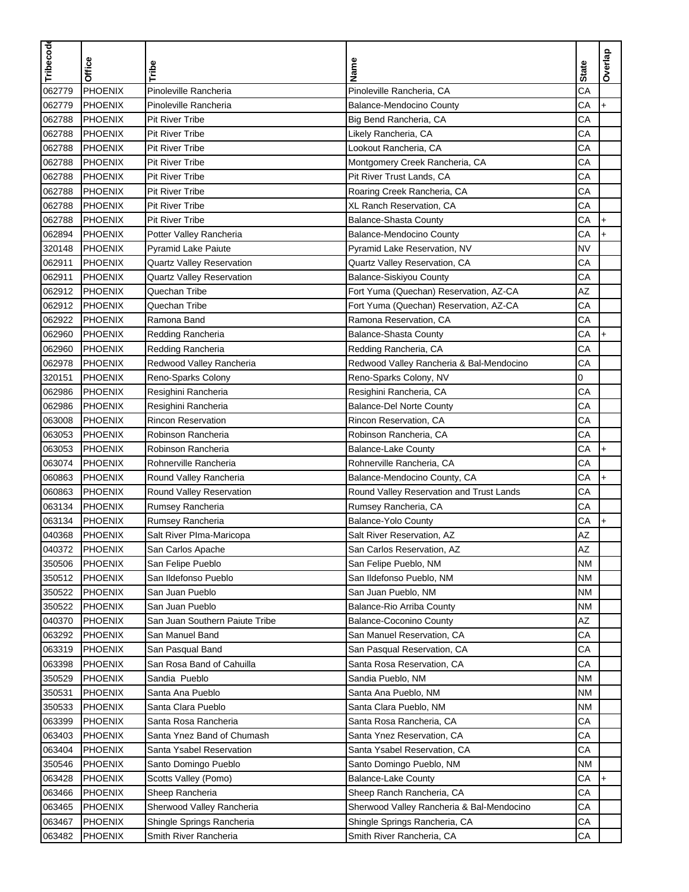| Tribecode | Office | Tribe | Name | State | Overlap |
|---|---|---|---|---|---|
| 062779 | PHOENIX | Pinoleville Rancheria | Pinoleville Rancheria, CA | CA | |
| 062779 | PHOENIX | Pinoleville Rancheria | Balance-Mendocino County | CA | + |
| 062788 | PHOENIX | Pit River Tribe | Big Bend Rancheria, CA | CA | |
| 062788 | PHOENIX | Pit River Tribe | Likely Rancheria, CA | CA | |
| 062788 | PHOENIX | Pit River Tribe | Lookout Rancheria, CA | CA | |
| 062788 | PHOENIX | Pit River Tribe | Montgomery Creek Rancheria, CA | CA | |
| 062788 | PHOENIX | Pit River Tribe | Pit River Trust Lands, CA | CA | |
| 062788 | PHOENIX | Pit River Tribe | Roaring Creek Rancheria, CA | CA | |
| 062788 | PHOENIX | Pit River Tribe | XL Ranch Reservation, CA | CA | |
| 062788 | PHOENIX | Pit River Tribe | Balance-Shasta County | CA | + |
| 062894 | PHOENIX | Potter Valley Rancheria | Balance-Mendocino County | CA | + |
| 320148 | PHOENIX | Pyramid Lake Paiute | Pyramid Lake Reservation, NV | NV | |
| 062911 | PHOENIX | Quartz Valley Reservation | Quartz Valley Reservation, CA | CA | |
| 062911 | PHOENIX | Quartz Valley Reservation | Balance-Siskiyou County | CA | |
| 062912 | PHOENIX | Quechan Tribe | Fort Yuma (Quechan) Reservation, AZ-CA | AZ | |
| 062912 | PHOENIX | Quechan Tribe | Fort Yuma (Quechan) Reservation, AZ-CA | CA | |
| 062922 | PHOENIX | Ramona Band | Ramona Reservation, CA | CA | |
| 062960 | PHOENIX | Redding Rancheria | Balance-Shasta County | CA | + |
| 062960 | PHOENIX | Redding Rancheria | Redding Rancheria, CA | CA | |
| 062978 | PHOENIX | Redwood Valley Rancheria | Redwood Valley Rancheria & Bal-Mendocino | CA | |
| 320151 | PHOENIX | Reno-Sparks Colony | Reno-Sparks Colony, NV | 0 | |
| 062986 | PHOENIX | Resighini Rancheria | Resighini Rancheria, CA | CA | |
| 062986 | PHOENIX | Resighini Rancheria | Balance-Del Norte County | CA | |
| 063008 | PHOENIX | Rincon Reservation | Rincon Reservation, CA | CA | |
| 063053 | PHOENIX | Robinson Rancheria | Robinson Rancheria, CA | CA | |
| 063053 | PHOENIX | Robinson Rancheria | Balance-Lake County | CA | + |
| 063074 | PHOENIX | Rohnerville Rancheria | Rohnerville Rancheria, CA | CA | |
| 060863 | PHOENIX | Round Valley Rancheria | Balance-Mendocino County, CA | CA | + |
| 060863 | PHOENIX | Round Valley Reservation | Round Valley Reservation and Trust Lands | CA | |
| 063134 | PHOENIX | Rumsey Rancheria | Rumsey Rancheria, CA | CA | |
| 063134 | PHOENIX | Rumsey Rancheria | Balance-Yolo County | CA | + |
| 040368 | PHOENIX | Salt River PIma-Maricopa | Salt River Reservation, AZ | AZ | |
| 040372 | PHOENIX | San Carlos Apache | San Carlos Reservation, AZ | AZ | |
| 350506 | PHOENIX | San Felipe Pueblo | San Felipe Pueblo, NM | NM | |
| 350512 | PHOENIX | San Ildefonso Pueblo | San Ildefonso Pueblo, NM | NM | |
| 350522 | PHOENIX | San Juan Pueblo | San Juan Pueblo, NM | NM | |
| 350522 | PHOENIX | San Juan Pueblo | Balance-Rio Arriba County | NM | |
| 040370 | PHOENIX | San Juan Southern Paiute Tribe | Balance-Coconino County | AZ | |
| 063292 | PHOENIX | San Manuel Band | San Manuel Reservation, CA | CA | |
| 063319 | PHOENIX | San Pasqual Band | San Pasqual Reservation, CA | CA | |
| 063398 | PHOENIX | San Rosa Band of Cahuilla | Santa Rosa Reservation, CA | CA | |
| 350529 | PHOENIX | Sandia Pueblo | Sandia Pueblo, NM | NM | |
| 350531 | PHOENIX | Santa Ana Pueblo | Santa Ana Pueblo, NM | NM | |
| 350533 | PHOENIX | Santa Clara Pueblo | Santa Clara Pueblo, NM | NM | |
| 063399 | PHOENIX | Santa Rosa Rancheria | Santa Rosa Rancheria, CA | CA | |
| 063403 | PHOENIX | Santa Ynez Band of Chumash | Santa Ynez Reservation, CA | CA | |
| 063404 | PHOENIX | Santa Ysabel Reservation | Santa Ysabel Reservation, CA | CA | |
| 350546 | PHOENIX | Santo Domingo Pueblo | Santo Domingo Pueblo, NM | NM | |
| 063428 | PHOENIX | Scotts Valley (Pomo) | Balance-Lake County | CA | + |
| 063466 | PHOENIX | Sheep Rancheria | Sheep Ranch Rancheria, CA | CA | |
| 063465 | PHOENIX | Sherwood Valley Rancheria | Sherwood Valley Rancheria & Bal-Mendocino | CA | |
| 063467 | PHOENIX | Shingle Springs Rancheria | Shingle Springs Rancheria, CA | CA | |
| 063482 | PHOENIX | Smith River Rancheria | Smith River Rancheria, CA | CA | |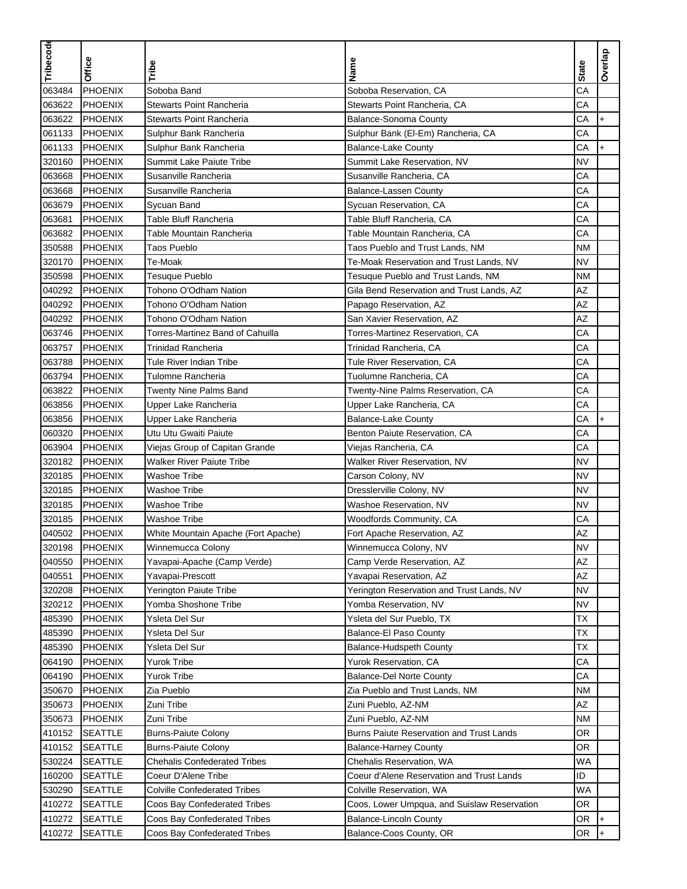| Tribecode | Office | Tribe | Name | State | Overlap |
|---|---|---|---|---|---|
| 063484 | PHOENIX | Soboba Band | Soboba Reservation, CA | CA | |
| 063622 | PHOENIX | Stewarts Point Rancheria | Stewarts Point Rancheria, CA | CA | |
| 063622 | PHOENIX | Stewarts Point Rancheria | Balance-Sonoma County | CA | + |
| 061133 | PHOENIX | Sulphur Bank Rancheria | Sulphur Bank (El-Em) Rancheria, CA | CA | |
| 061133 | PHOENIX | Sulphur Bank Rancheria | Balance-Lake County | CA | + |
| 320160 | PHOENIX | Summit Lake Paiute Tribe | Summit Lake Reservation, NV | NV | |
| 063668 | PHOENIX | Susanville Rancheria | Susanville Rancheria, CA | CA | |
| 063668 | PHOENIX | Susanville Rancheria | Balance-Lassen County | CA | |
| 063679 | PHOENIX | Sycuan Band | Sycuan Reservation, CA | CA | |
| 063681 | PHOENIX | Table Bluff Rancheria | Table Bluff Rancheria, CA | CA | |
| 063682 | PHOENIX | Table Mountain Rancheria | Table Mountain Rancheria, CA | CA | |
| 350588 | PHOENIX | Taos Pueblo | Taos Pueblo and Trust Lands, NM | NM | |
| 320170 | PHOENIX | Te-Moak | Te-Moak Reservation and Trust Lands, NV | NV | |
| 350598 | PHOENIX | Tesuque Pueblo | Tesuque Pueblo and Trust Lands, NM | NM | |
| 040292 | PHOENIX | Tohono O'Odham Nation | Gila Bend Reservation and Trust Lands, AZ | AZ | |
| 040292 | PHOENIX | Tohono O'Odham Nation | Papago Reservation, AZ | AZ | |
| 040292 | PHOENIX | Tohono O'Odham Nation | San Xavier Reservation, AZ | AZ | |
| 063746 | PHOENIX | Torres-Martinez Band of Cahuilla | Torres-Martinez Reservation, CA | CA | |
| 063757 | PHOENIX | Trinidad Rancheria | Trinidad Rancheria, CA | CA | |
| 063788 | PHOENIX | Tule River Indian Tribe | Tule River Reservation, CA | CA | |
| 063794 | PHOENIX | Tulomne Rancheria | Tuolumne Rancheria, CA | CA | |
| 063822 | PHOENIX | Twenty Nine Palms Band | Twenty-Nine Palms Reservation, CA | CA | |
| 063856 | PHOENIX | Upper Lake Rancheria | Upper Lake Rancheria, CA | CA | |
| 063856 | PHOENIX | Upper Lake Rancheria | Balance-Lake County | CA | + |
| 060320 | PHOENIX | Utu Utu Gwaiti Paiute | Benton Paiute Reservation, CA | CA | |
| 063904 | PHOENIX | Viejas Group of Capitan Grande | Viejas Rancheria, CA | CA | |
| 320182 | PHOENIX | Walker River Paiute Tribe | Walker River Reservation, NV | NV | |
| 320185 | PHOENIX | Washoe Tribe | Carson Colony, NV | NV | |
| 320185 | PHOENIX | Washoe Tribe | Dresslerville Colony, NV | NV | |
| 320185 | PHOENIX | Washoe Tribe | Washoe Reservation, NV | NV | |
| 320185 | PHOENIX | Washoe Tribe | Woodfords Community, CA | CA | |
| 040502 | PHOENIX | White Mountain Apache (Fort Apache) | Fort Apache Reservation, AZ | AZ | |
| 320198 | PHOENIX | Winnemucca Colony | Winnemucca Colony, NV | NV | |
| 040550 | PHOENIX | Yavapai-Apache (Camp Verde) | Camp Verde Reservation, AZ | AZ | |
| 040551 | PHOENIX | Yavapai-Prescott | Yavapai Reservation, AZ | AZ | |
| 320208 | PHOENIX | Yerington Paiute Tribe | Yerington Reservation and Trust Lands, NV | NV | |
| 320212 | PHOENIX | Yomba Shoshone Tribe | Yomba Reservation, NV | NV | |
| 485390 | PHOENIX | Ysleta Del Sur | Ysleta del Sur Pueblo, TX | TX | |
| 485390 | PHOENIX | Ysleta Del Sur | Balance-El Paso County | TX | |
| 485390 | PHOENIX | Ysleta Del Sur | Balance-Hudspeth County | TX | |
| 064190 | PHOENIX | Yurok Tribe | Yurok Reservation, CA | CA | |
| 064190 | PHOENIX | Yurok Tribe | Balance-Del Norte County | CA | |
| 350670 | PHOENIX | Zia Pueblo | Zia Pueblo and Trust Lands, NM | NM | |
| 350673 | PHOENIX | Zuni Tribe | Zuni Pueblo, AZ-NM | AZ | |
| 350673 | PHOENIX | Zuni Tribe | Zuni Pueblo, AZ-NM | NM | |
| 410152 | SEATTLE | Burns-Paiute Colony | Burns Paiute Reservation and Trust Lands | OR | |
| 410152 | SEATTLE | Burns-Paiute Colony | Balance-Harney County | OR | |
| 530224 | SEATTLE | Chehalis Confederated Tribes | Chehalis Reservation, WA | WA | |
| 160200 | SEATTLE | Coeur D'Alene Tribe | Coeur d'Alene Reservation and Trust Lands | ID | |
| 530290 | SEATTLE | Colville Confederated Tribes | Colville Reservation, WA | WA | |
| 410272 | SEATTLE | Coos Bay Confederated Tribes | Coos, Lower Umpqua, and Suislaw Reservation | OR | |
| 410272 | SEATTLE | Coos Bay Confederated Tribes | Balance-Lincoln County | OR | + |
| 410272 | SEATTLE | Coos Bay Confederated Tribes | Balance-Coos County, OR | OR | + |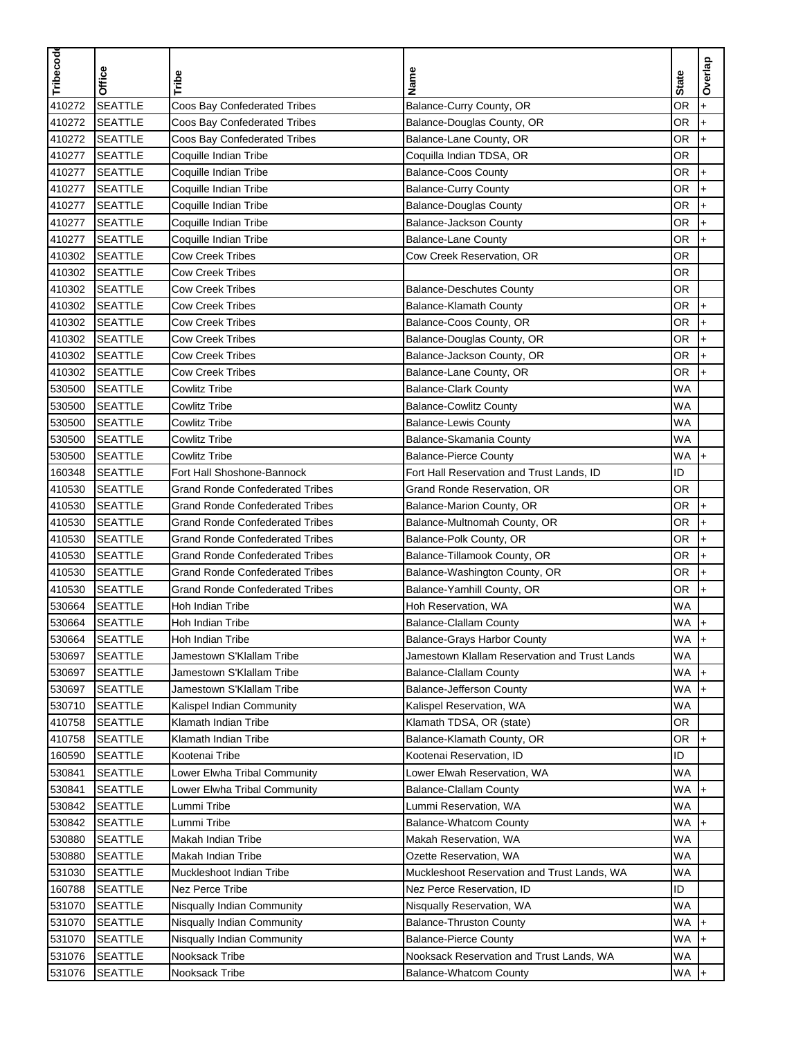| Tribecode | Office | Tribe | Name | State | Overlap |
|---|---|---|---|---|---|
| 410272 | SEATTLE | Coos Bay Confederated Tribes | Balance-Curry County, OR | OR | + |
| 410272 | SEATTLE | Coos Bay Confederated Tribes | Balance-Douglas County, OR | OR | + |
| 410272 | SEATTLE | Coos Bay Confederated Tribes | Balance-Lane County, OR | OR | + |
| 410277 | SEATTLE | Coquille Indian Tribe | Coquilla Indian TDSA, OR | OR | |
| 410277 | SEATTLE | Coquille Indian Tribe | Balance-Coos County | OR | + |
| 410277 | SEATTLE | Coquille Indian Tribe | Balance-Curry County | OR | + |
| 410277 | SEATTLE | Coquille Indian Tribe | Balance-Douglas County | OR | + |
| 410277 | SEATTLE | Coquille Indian Tribe | Balance-Jackson County | OR | + |
| 410277 | SEATTLE | Coquille Indian Tribe | Balance-Lane County | OR | + |
| 410302 | SEATTLE | Cow Creek Tribes | Cow Creek Reservation, OR | OR | |
| 410302 | SEATTLE | Cow Creek Tribes | | OR | |
| 410302 | SEATTLE | Cow Creek Tribes | Balance-Deschutes County | OR | |
| 410302 | SEATTLE | Cow Creek Tribes | Balance-Klamath County | OR | + |
| 410302 | SEATTLE | Cow Creek Tribes | Balance-Coos County, OR | OR | + |
| 410302 | SEATTLE | Cow Creek Tribes | Balance-Douglas County, OR | OR | + |
| 410302 | SEATTLE | Cow Creek Tribes | Balance-Jackson County, OR | OR | + |
| 410302 | SEATTLE | Cow Creek Tribes | Balance-Lane County, OR | OR | + |
| 530500 | SEATTLE | Cowlitz Tribe | Balance-Clark County | WA | |
| 530500 | SEATTLE | Cowlitz Tribe | Balance-Cowlitz County | WA | |
| 530500 | SEATTLE | Cowlitz Tribe | Balance-Lewis County | WA | |
| 530500 | SEATTLE | Cowlitz Tribe | Balance-Skamania County | WA | |
| 530500 | SEATTLE | Cowlitz Tribe | Balance-Pierce County | WA | + |
| 160348 | SEATTLE | Fort Hall Shoshone-Bannock | Fort Hall Reservation and Trust Lands, ID | ID | |
| 410530 | SEATTLE | Grand Ronde Confederated Tribes | Grand Ronde Reservation, OR | OR | |
| 410530 | SEATTLE | Grand Ronde Confederated Tribes | Balance-Marion County, OR | OR | + |
| 410530 | SEATTLE | Grand Ronde Confederated Tribes | Balance-Multnomah County, OR | OR | + |
| 410530 | SEATTLE | Grand Ronde Confederated Tribes | Balance-Polk County, OR | OR | + |
| 410530 | SEATTLE | Grand Ronde Confederated Tribes | Balance-Tillamook County, OR | OR | + |
| 410530 | SEATTLE | Grand Ronde Confederated Tribes | Balance-Washington County, OR | OR | + |
| 410530 | SEATTLE | Grand Ronde Confederated Tribes | Balance-Yamhill County, OR | OR | + |
| 530664 | SEATTLE | Hoh Indian Tribe | Hoh Reservation, WA | WA | |
| 530664 | SEATTLE | Hoh Indian Tribe | Balance-Clallam County | WA | + |
| 530664 | SEATTLE | Hoh Indian Tribe | Balance-Grays Harbor County | WA | + |
| 530697 | SEATTLE | Jamestown S'Klallam Tribe | Jamestown Klallam Reservation and Trust Lands | WA | |
| 530697 | SEATTLE | Jamestown S'Klallam Tribe | Balance-Clallam County | WA | + |
| 530697 | SEATTLE | Jamestown S'Klallam Tribe | Balance-Jefferson County | WA | + |
| 530710 | SEATTLE | Kalispel Indian Community | Kalispel Reservation, WA | WA | |
| 410758 | SEATTLE | Klamath Indian Tribe | Klamath TDSA, OR (state) | OR | |
| 410758 | SEATTLE | Klamath Indian Tribe | Balance-Klamath County, OR | OR | + |
| 160590 | SEATTLE | Kootenai Tribe | Kootenai Reservation, ID | ID | |
| 530841 | SEATTLE | Lower Elwha Tribal Community | Lower Elwah Reservation, WA | WA | |
| 530841 | SEATTLE | Lower Elwha Tribal Community | Balance-Clallam County | WA | + |
| 530842 | SEATTLE | Lummi Tribe | Lummi Reservation, WA | WA | |
| 530842 | SEATTLE | Lummi Tribe | Balance-Whatcom County | WA | + |
| 530880 | SEATTLE | Makah Indian Tribe | Makah Reservation, WA | WA | |
| 530880 | SEATTLE | Makah Indian Tribe | Ozette Reservation, WA | WA | |
| 531030 | SEATTLE | Muckleshoot Indian Tribe | Muckleshoot Reservation and Trust Lands, WA | WA | |
| 160788 | SEATTLE | Nez Perce Tribe | Nez Perce Reservation, ID | ID | |
| 531070 | SEATTLE | Nisqually Indian Community | Nisqually Reservation, WA | WA | |
| 531070 | SEATTLE | Nisqually Indian Community | Balance-Thruston County | WA | + |
| 531070 | SEATTLE | Nisqually Indian Community | Balance-Pierce County | WA | + |
| 531076 | SEATTLE | Nooksack Tribe | Nooksack Reservation and Trust Lands, WA | WA | |
| 531076 | SEATTLE | Nooksack Tribe | Balance-Whatcom County | WA | + |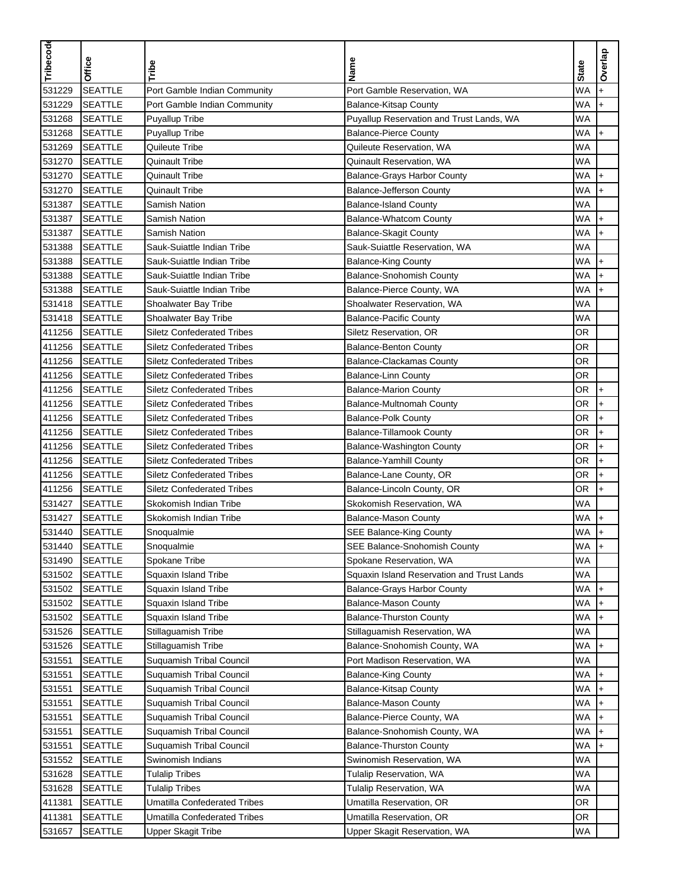| Tribecode | Office | Tribe | Name | State | Overlap |
|---|---|---|---|---|---|
| 531229 | SEATTLE | Port Gamble Indian Community | Port Gamble Reservation, WA | WA | + |
| 531229 | SEATTLE | Port Gamble Indian Community | Balance-Kitsap County | WA | + |
| 531268 | SEATTLE | Puyallup Tribe | Puyallup Reservation and Trust Lands, WA | WA | |
| 531268 | SEATTLE | Puyallup Tribe | Balance-Pierce County | WA | + |
| 531269 | SEATTLE | Quileute Tribe | Quileute Reservation, WA | WA | |
| 531270 | SEATTLE | Quinault Tribe | Quinault Reservation, WA | WA | |
| 531270 | SEATTLE | Quinault Tribe | Balance-Grays Harbor County | WA | + |
| 531270 | SEATTLE | Quinault Tribe | Balance-Jefferson County | WA | + |
| 531387 | SEATTLE | Samish Nation | Balance-Island County | WA | |
| 531387 | SEATTLE | Samish Nation | Balance-Whatcom County | WA | + |
| 531387 | SEATTLE | Samish Nation | Balance-Skagit County | WA | + |
| 531388 | SEATTLE | Sauk-Suiattle Indian Tribe | Sauk-Suiattle Reservation, WA | WA | |
| 531388 | SEATTLE | Sauk-Suiattle Indian Tribe | Balance-King County | WA | + |
| 531388 | SEATTLE | Sauk-Suiattle Indian Tribe | Balance-Snohomish County | WA | + |
| 531388 | SEATTLE | Sauk-Suiattle Indian Tribe | Balance-Pierce County, WA | WA | + |
| 531418 | SEATTLE | Shoalwater Bay Tribe | Shoalwater Reservation, WA | WA | |
| 531418 | SEATTLE | Shoalwater Bay Tribe | Balance-Pacific County | WA | |
| 411256 | SEATTLE | Siletz Confederated Tribes | Siletz Reservation, OR | OR | |
| 411256 | SEATTLE | Siletz Confederated Tribes | Balance-Benton County | OR | |
| 411256 | SEATTLE | Siletz Confederated Tribes | Balance-Clackamas County | OR | |
| 411256 | SEATTLE | Siletz Confederated Tribes | Balance-Linn County | OR | |
| 411256 | SEATTLE | Siletz Confederated Tribes | Balance-Marion County | OR | + |
| 411256 | SEATTLE | Siletz Confederated Tribes | Balance-Multnomah County | OR | + |
| 411256 | SEATTLE | Siletz Confederated Tribes | Balance-Polk County | OR | + |
| 411256 | SEATTLE | Siletz Confederated Tribes | Balance-Tillamook County | OR | + |
| 411256 | SEATTLE | Siletz Confederated Tribes | Balance-Washington County | OR | + |
| 411256 | SEATTLE | Siletz Confederated Tribes | Balance-Yamhill County | OR | + |
| 411256 | SEATTLE | Siletz Confederated Tribes | Balance-Lane County, OR | OR | + |
| 411256 | SEATTLE | Siletz Confederated Tribes | Balance-Lincoln County, OR | OR | + |
| 531427 | SEATTLE | Skokomish Indian Tribe | Skokomish Reservation, WA | WA | |
| 531427 | SEATTLE | Skokomish Indian Tribe | Balance-Mason County | WA | + |
| 531440 | SEATTLE | Snoqualmie | SEE Balance-King County | WA | + |
| 531440 | SEATTLE | Snoqualmie | SEE Balance-Snohomish County | WA | + |
| 531490 | SEATTLE | Spokane Tribe | Spokane Reservation, WA | WA | |
| 531502 | SEATTLE | Squaxin Island Tribe | Squaxin Island Reservation and Trust Lands | WA | |
| 531502 | SEATTLE | Squaxin Island Tribe | Balance-Grays Harbor County | WA | + |
| 531502 | SEATTLE | Squaxin Island Tribe | Balance-Mason County | WA | + |
| 531502 | SEATTLE | Squaxin Island Tribe | Balance-Thurston County | WA | + |
| 531526 | SEATTLE | Stillaguamish Tribe | Stillaguamish Reservation, WA | WA | |
| 531526 | SEATTLE | Stillaguamish Tribe | Balance-Snohomish County, WA | WA | + |
| 531551 | SEATTLE | Suquamish Tribal Council | Port Madison Reservation, WA | WA | |
| 531551 | SEATTLE | Suquamish Tribal Council | Balance-King County | WA | + |
| 531551 | SEATTLE | Suquamish Tribal Council | Balance-Kitsap County | WA | + |
| 531551 | SEATTLE | Suquamish Tribal Council | Balance-Mason County | WA | + |
| 531551 | SEATTLE | Suquamish Tribal Council | Balance-Pierce County, WA | WA | + |
| 531551 | SEATTLE | Suquamish Tribal Council | Balance-Snohomish County, WA | WA | + |
| 531551 | SEATTLE | Suquamish Tribal Council | Balance-Thurston County | WA | + |
| 531552 | SEATTLE | Swinomish Indians | Swinomish Reservation, WA | WA | |
| 531628 | SEATTLE | Tulalip Tribes | Tulalip Reservation, WA | WA | |
| 531628 | SEATTLE | Tulalip Tribes | Tulalip Reservation, WA | WA | |
| 411381 | SEATTLE | Umatilla Confederated Tribes | Umatilla Reservation, OR | OR | |
| 411381 | SEATTLE | Umatilla Confederated Tribes | Umatilla Reservation, OR | OR | |
| 531657 | SEATTLE | Upper Skagit Tribe | Upper Skagit Reservation, WA | WA | |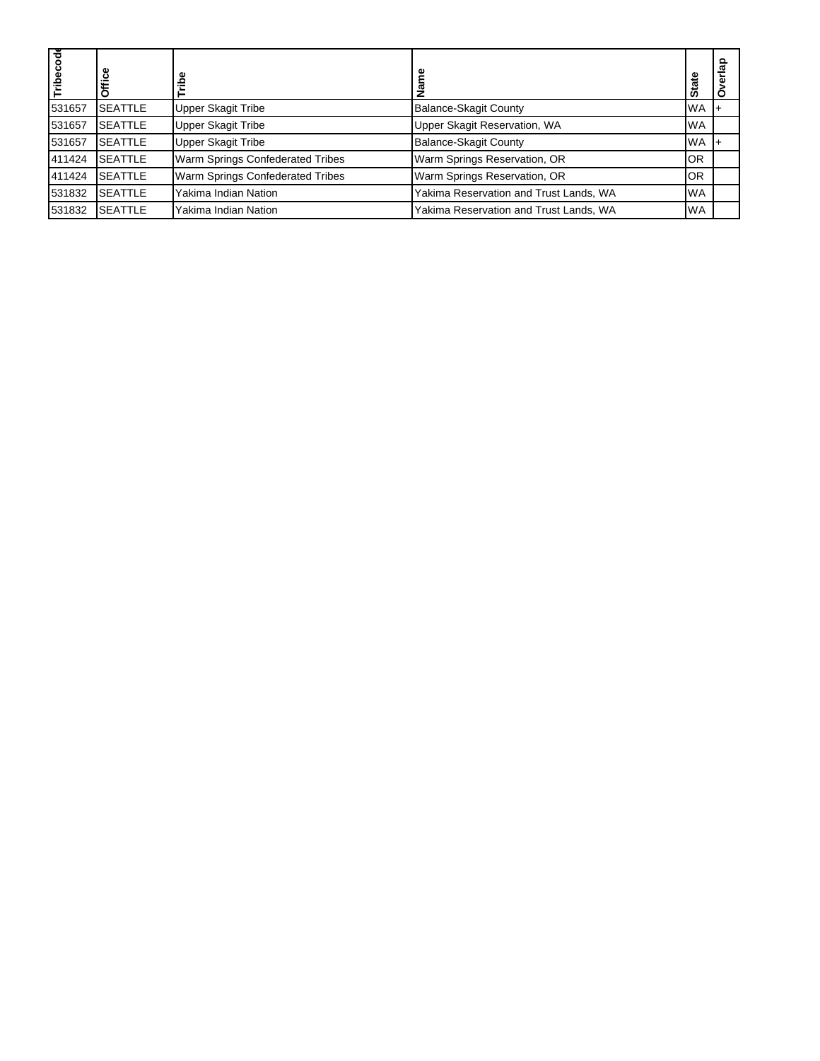| Tribecode | Office | Tribe | Name | State | Overlap |
|---|---|---|---|---|---|
| 531657 | SEATTLE | Upper Skagit Tribe | Balance-Skagit County | WA | + |
| 531657 | SEATTLE | Upper Skagit Tribe | Upper Skagit Reservation, WA | WA | |
| 531657 | SEATTLE | Upper Skagit Tribe | Balance-Skagit County | WA | + |
| 411424 | SEATTLE | Warm Springs Confederated Tribes | Warm Springs Reservation, OR | OR | |
| 411424 | SEATTLE | Warm Springs Confederated Tribes | Warm Springs Reservation, OR | OR | |
| 531832 | SEATTLE | Yakima Indian Nation | Yakima Reservation and Trust Lands, WA | WA | |
| 531832 | SEATTLE | Yakima Indian Nation | Yakima Reservation and Trust Lands, WA | WA | |